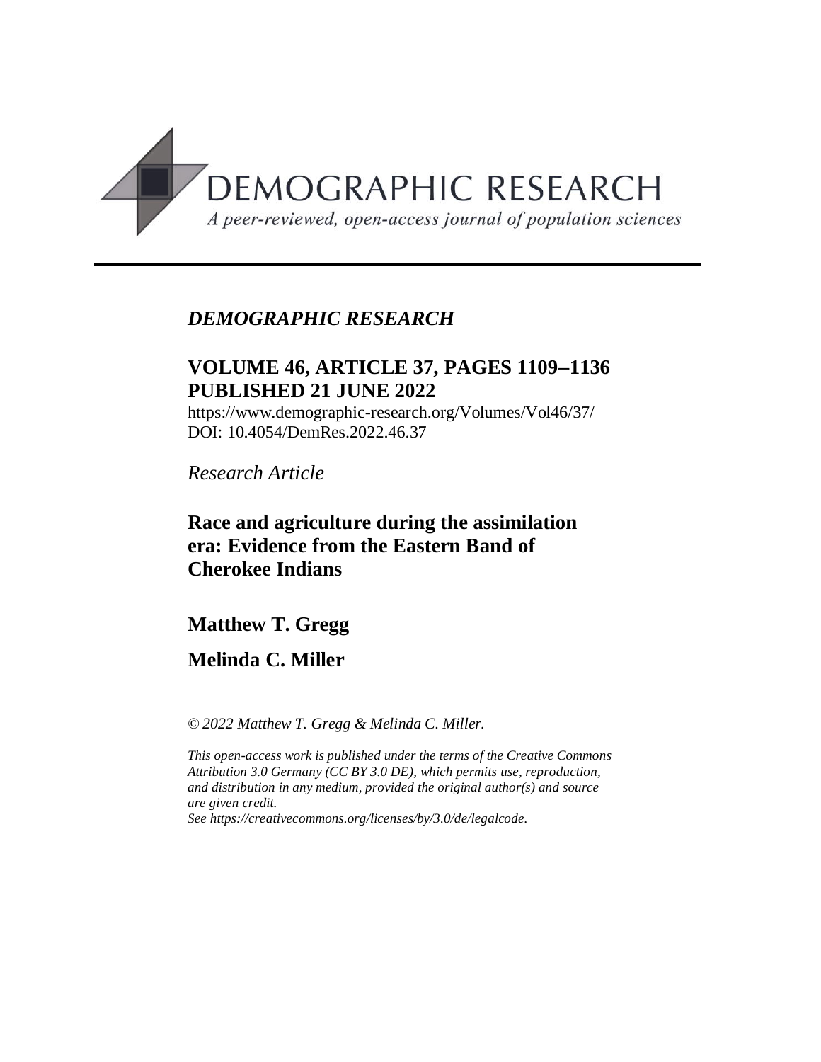DEMOGRAPHIC RESEARCH

*A peer-reviewed, open-access journal of population sciences*

---

*DEMOGRAPHIC RESEARCH*

**VOLUME 46, ARTICLE 37, PAGES 1109–1136**
**PUBLISHED 21 JUNE 2022**

https://www.demographic-research.org/Volumes/Vol46/37/
DOI: 10.4054/DemRes.2022.46.37

*Research Article*

# Race and agriculture during the assimilation era: Evidence from the Eastern Band of Cherokee Indians

**Matthew T. Gregg**

**Melinda C. Miller**

*© 2022 Matthew T. Gregg & Melinda C. Miller.*

*This open-access work is published under the terms of the Creative Commons Attribution 3.0 Germany (CC BY 3.0 DE), which permits use, reproduction, and distribution in any medium, provided the original author(s) and source are given credit.*
*See https://creativecommons.org/licenses/by/3.0/de/legalcode.*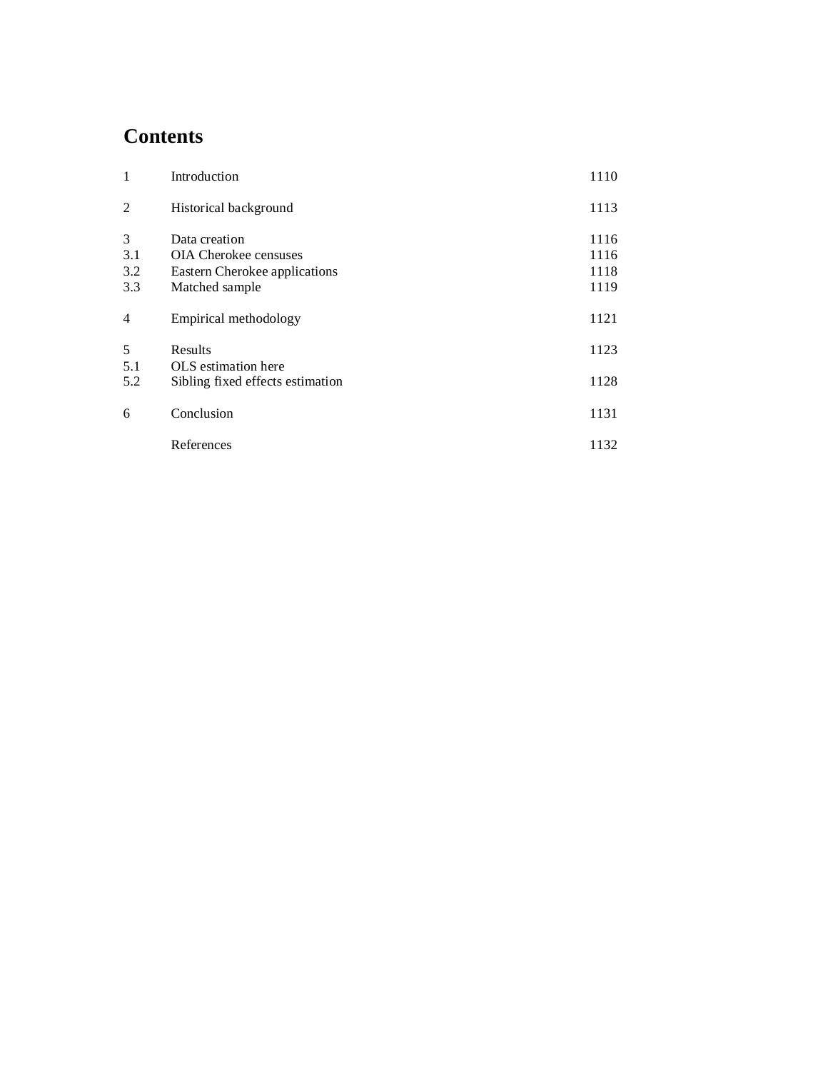# Contents

| | | |
|---|---|---|
| 1 | Introduction | 1110 |
| 2 | Historical background | 1113 |
| 3 | Data creation | 1116 |
| 3.1 | OIA Cherokee censuses | 1116 |
| 3.2 | Eastern Cherokee applications | 1118 |
| 3.3 | Matched sample | 1119 |
| 4 | Empirical methodology | 1121 |
| 5 | Results | 1123 |
| 5.1 | OLS estimation here | |
| 5.2 | Sibling fixed effects estimation | 1128 |
| 6 | Conclusion | 1131 |
| | References | 1132 |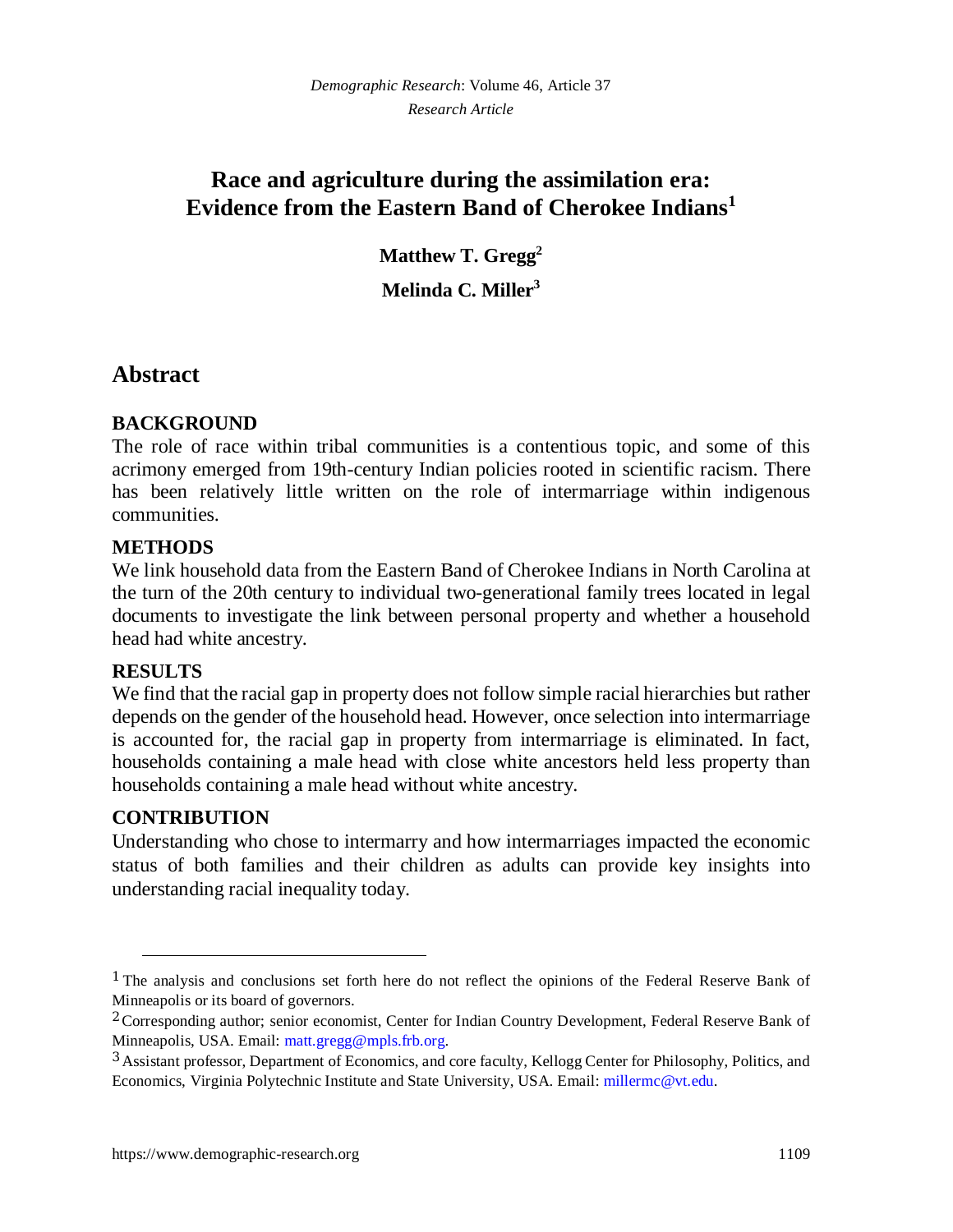# Race and agriculture during the assimilation era: Evidence from the Eastern Band of Cherokee Indians[1]

**Matthew T. Gregg[2]**

**Melinda C. Miller[3]**

## Abstract

### BACKGROUND

The role of race within tribal communities is a contentious topic, and some of this acrimony emerged from 19th-century Indian policies rooted in scientific racism. There has been relatively little written on the role of intermarriage within indigenous communities.

### METHODS

We link household data from the Eastern Band of Cherokee Indians in North Carolina at the turn of the 20th century to individual two-generational family trees located in legal documents to investigate the link between personal property and whether a household head had white ancestry.

### RESULTS

We find that the racial gap in property does not follow simple racial hierarchies but rather depends on the gender of the household head. However, once selection into intermarriage is accounted for, the racial gap in property from intermarriage is eliminated. In fact, households containing a male head with close white ancestors held less property than households containing a male head without white ancestry.

### CONTRIBUTION

Understanding who chose to intermarry and how intermarriages impacted the economic status of both families and their children as adults can provide key insights into understanding racial inequality today.

---

[1] The analysis and conclusions set forth here do not reflect the opinions of the Federal Reserve Bank of Minneapolis or its board of governors.

[2] Corresponding author; senior economist, Center for Indian Country Development, Federal Reserve Bank of Minneapolis, USA. Email: matt.gregg@mpls.frb.org.

[3] Assistant professor, Department of Economics, and core faculty, Kellogg Center for Philosophy, Politics, and Economics, Virginia Polytechnic Institute and State University, USA. Email: millermc@vt.edu.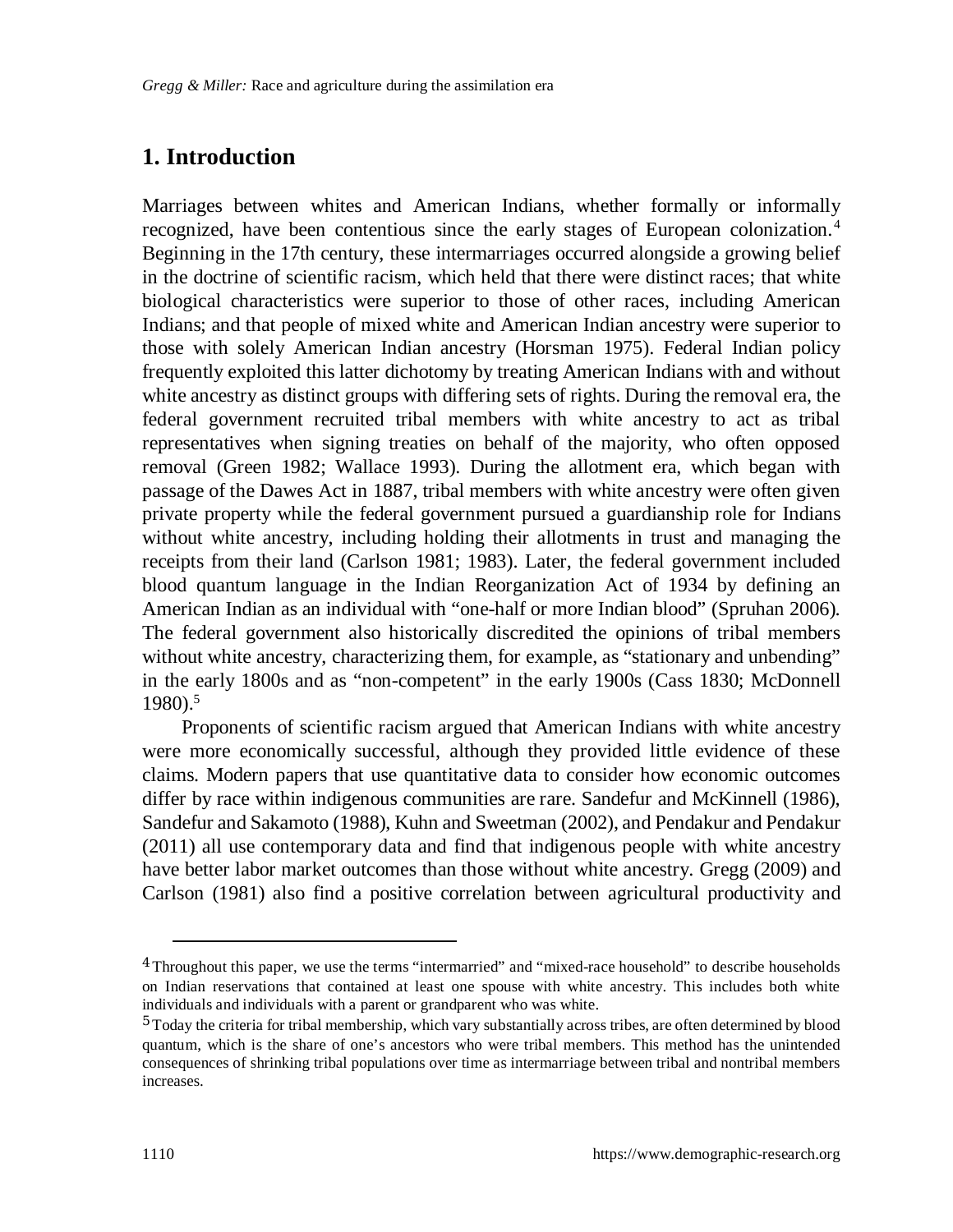## 1. Introduction

Marriages between whites and American Indians, whether formally or informally recognized, have been contentious since the early stages of European colonization.[4] Beginning in the 17th century, these intermarriages occurred alongside a growing belief in the doctrine of scientific racism, which held that there were distinct races; that white biological characteristics were superior to those of other races, including American Indians; and that people of mixed white and American Indian ancestry were superior to those with solely American Indian ancestry (Horsman 1975). Federal Indian policy frequently exploited this latter dichotomy by treating American Indians with and without white ancestry as distinct groups with differing sets of rights. During the removal era, the federal government recruited tribal members with white ancestry to act as tribal representatives when signing treaties on behalf of the majority, who often opposed removal (Green 1982; Wallace 1993). During the allotment era, which began with passage of the Dawes Act in 1887, tribal members with white ancestry were often given private property while the federal government pursued a guardianship role for Indians without white ancestry, including holding their allotments in trust and managing the receipts from their land (Carlson 1981; 1983). Later, the federal government included blood quantum language in the Indian Reorganization Act of 1934 by defining an American Indian as an individual with "one-half or more Indian blood" (Spruhan 2006). The federal government also historically discredited the opinions of tribal members without white ancestry, characterizing them, for example, as "stationary and unbending" in the early 1800s and as "non-competent" in the early 1900s (Cass 1830; McDonnell 1980).[5]

Proponents of scientific racism argued that American Indians with white ancestry were more economically successful, although they provided little evidence of these claims. Modern papers that use quantitative data to consider how economic outcomes differ by race within indigenous communities are rare. Sandefur and McKinnell (1986), Sandefur and Sakamoto (1988), Kuhn and Sweetman (2002), and Pendakur and Pendakur (2011) all use contemporary data and find that indigenous people with white ancestry have better labor market outcomes than those without white ancestry. Gregg (2009) and Carlson (1981) also find a positive correlation between agricultural productivity and

---

[4] Throughout this paper, we use the terms "intermarried" and "mixed-race household" to describe households on Indian reservations that contained at least one spouse with white ancestry. This includes both white individuals and individuals with a parent or grandparent who was white.

[5] Today the criteria for tribal membership, which vary substantially across tribes, are often determined by blood quantum, which is the share of one's ancestors who were tribal members. This method has the unintended consequences of shrinking tribal populations over time as intermarriage between tribal and nontribal members increases.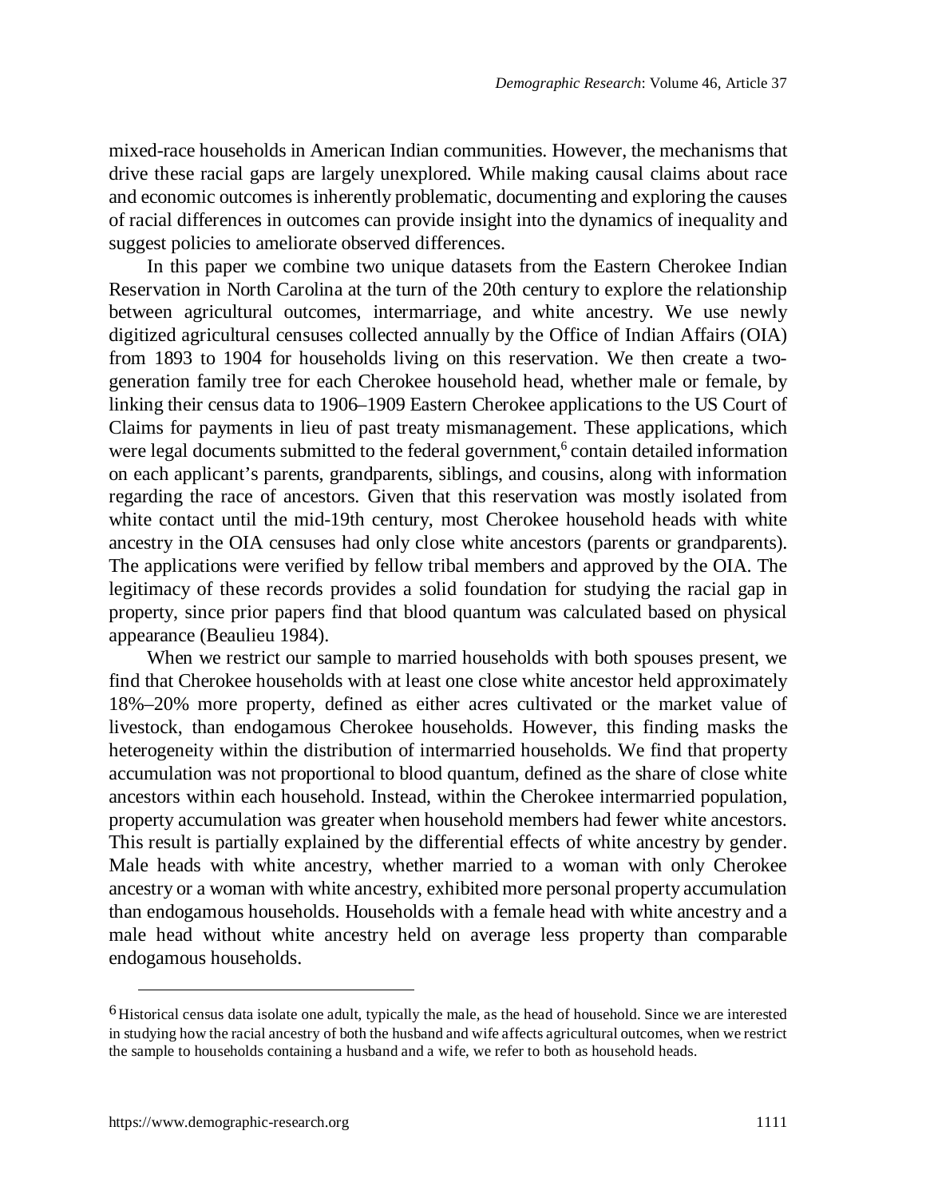mixed-race households in American Indian communities. However, the mechanisms that drive these racial gaps are largely unexplored. While making causal claims about race and economic outcomes is inherently problematic, documenting and exploring the causes of racial differences in outcomes can provide insight into the dynamics of inequality and suggest policies to ameliorate observed differences.

In this paper we combine two unique datasets from the Eastern Cherokee Indian Reservation in North Carolina at the turn of the 20th century to explore the relationship between agricultural outcomes, intermarriage, and white ancestry. We use newly digitized agricultural censuses collected annually by the Office of Indian Affairs (OIA) from 1893 to 1904 for households living on this reservation. We then create a two-generation family tree for each Cherokee household head, whether male or female, by linking their census data to 1906–1909 Eastern Cherokee applications to the US Court of Claims for payments in lieu of past treaty mismanagement. These applications, which were legal documents submitted to the federal government,[6] contain detailed information on each applicant's parents, grandparents, siblings, and cousins, along with information regarding the race of ancestors. Given that this reservation was mostly isolated from white contact until the mid-19th century, most Cherokee household heads with white ancestry in the OIA censuses had only close white ancestors (parents or grandparents). The applications were verified by fellow tribal members and approved by the OIA. The legitimacy of these records provides a solid foundation for studying the racial gap in property, since prior papers find that blood quantum was calculated based on physical appearance (Beaulieu 1984).

When we restrict our sample to married households with both spouses present, we find that Cherokee households with at least one close white ancestor held approximately 18%–20% more property, defined as either acres cultivated or the market value of livestock, than endogamous Cherokee households. However, this finding masks the heterogeneity within the distribution of intermarried households. We find that property accumulation was not proportional to blood quantum, defined as the share of close white ancestors within each household. Instead, within the Cherokee intermarried population, property accumulation was greater when household members had fewer white ancestors. This result is partially explained by the differential effects of white ancestry by gender. Male heads with white ancestry, whether married to a woman with only Cherokee ancestry or a woman with white ancestry, exhibited more personal property accumulation than endogamous households. Households with a female head with white ancestry and a male head without white ancestry held on average less property than comparable endogamous households.

---

[6] Historical census data isolate one adult, typically the male, as the head of household. Since we are interested in studying how the racial ancestry of both the husband and wife affects agricultural outcomes, when we restrict the sample to households containing a husband and a wife, we refer to both as household heads.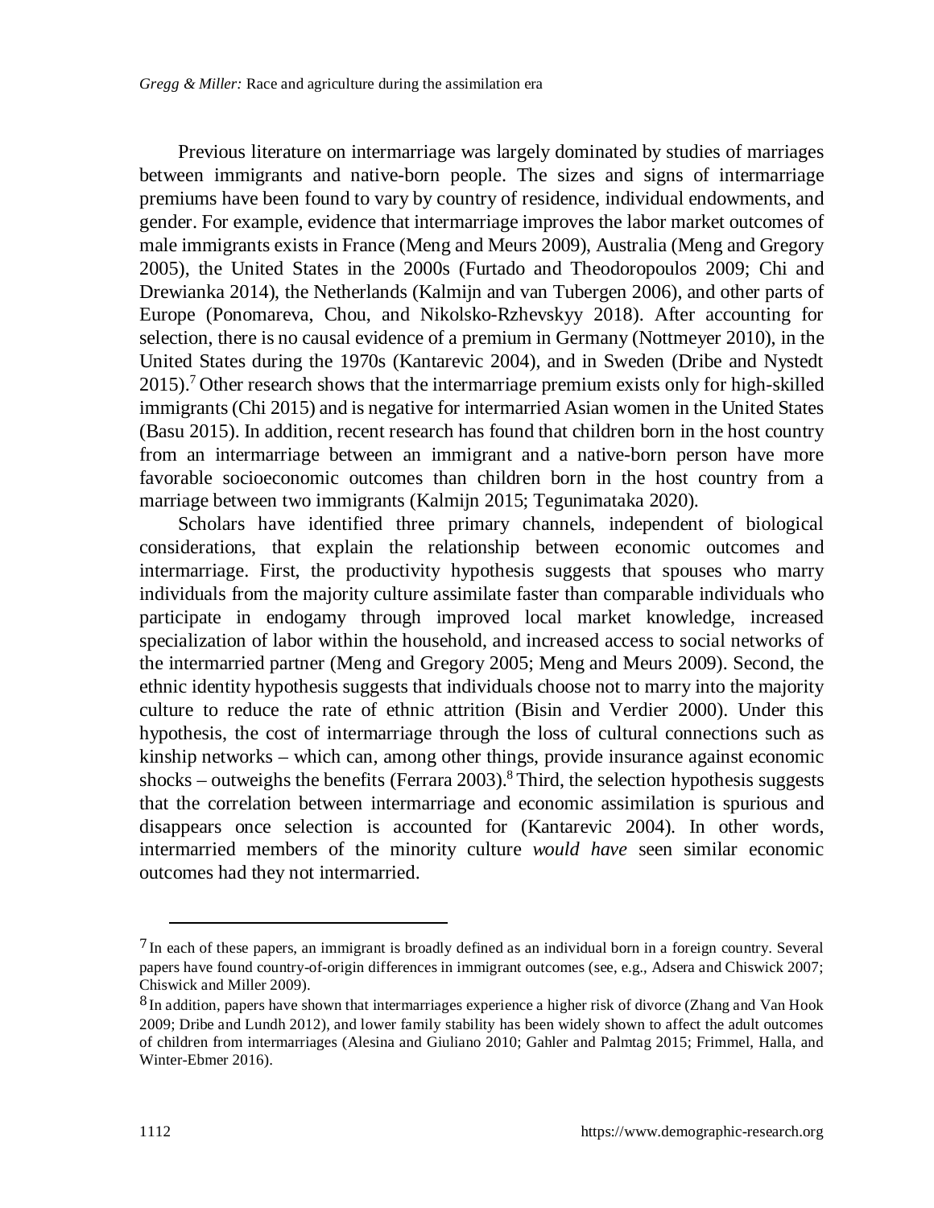Previous literature on intermarriage was largely dominated by studies of marriages between immigrants and native-born people. The sizes and signs of intermarriage premiums have been found to vary by country of residence, individual endowments, and gender. For example, evidence that intermarriage improves the labor market outcomes of male immigrants exists in France (Meng and Meurs 2009), Australia (Meng and Gregory 2005), the United States in the 2000s (Furtado and Theodoropoulos 2009; Chi and Drewianka 2014), the Netherlands (Kalmijn and van Tubergen 2006), and other parts of Europe (Ponomareva, Chou, and Nikolsko-Rzhevskyy 2018). After accounting for selection, there is no causal evidence of a premium in Germany (Nottmeyer 2010), in the United States during the 1970s (Kantarevic 2004), and in Sweden (Dribe and Nystedt 2015).[7] Other research shows that the intermarriage premium exists only for high-skilled immigrants (Chi 2015) and is negative for intermarried Asian women in the United States (Basu 2015). In addition, recent research has found that children born in the host country from an intermarriage between an immigrant and a native-born person have more favorable socioeconomic outcomes than children born in the host country from a marriage between two immigrants (Kalmijn 2015; Tegunimataka 2020).

Scholars have identified three primary channels, independent of biological considerations, that explain the relationship between economic outcomes and intermarriage. First, the productivity hypothesis suggests that spouses who marry individuals from the majority culture assimilate faster than comparable individuals who participate in endogamy through improved local market knowledge, increased specialization of labor within the household, and increased access to social networks of the intermarried partner (Meng and Gregory 2005; Meng and Meurs 2009). Second, the ethnic identity hypothesis suggests that individuals choose not to marry into the majority culture to reduce the rate of ethnic attrition (Bisin and Verdier 2000). Under this hypothesis, the cost of intermarriage through the loss of cultural connections such as kinship networks – which can, among other things, provide insurance against economic shocks – outweighs the benefits (Ferrara 2003).[8] Third, the selection hypothesis suggests that the correlation between intermarriage and economic assimilation is spurious and disappears once selection is accounted for (Kantarevic 2004). In other words, intermarried members of the minority culture *would have* seen similar economic outcomes had they not intermarried.

---

[7] In each of these papers, an immigrant is broadly defined as an individual born in a foreign country. Several papers have found country-of-origin differences in immigrant outcomes (see, e.g., Adsera and Chiswick 2007; Chiswick and Miller 2009).

[8] In addition, papers have shown that intermarriages experience a higher risk of divorce (Zhang and Van Hook 2009; Dribe and Lundh 2012), and lower family stability has been widely shown to affect the adult outcomes of children from intermarriages (Alesina and Giuliano 2010; Gahler and Palmtag 2015; Frimmel, Halla, and Winter-Ebmer 2016).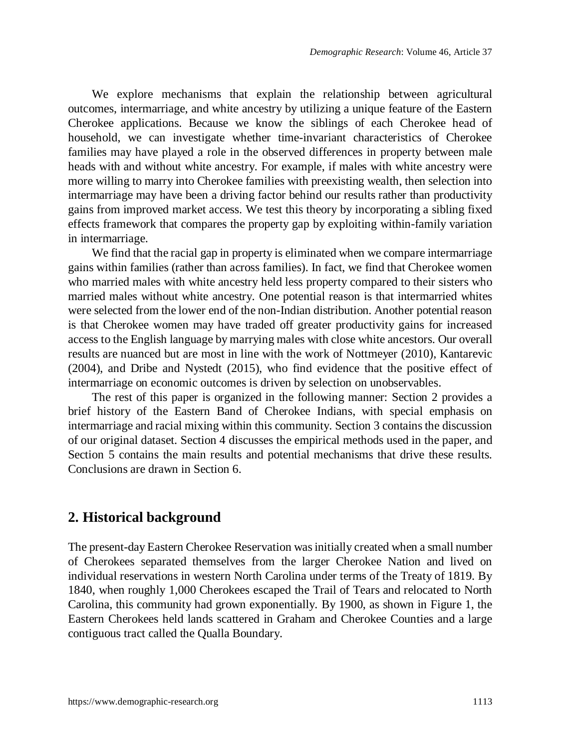We explore mechanisms that explain the relationship between agricultural outcomes, intermarriage, and white ancestry by utilizing a unique feature of the Eastern Cherokee applications. Because we know the siblings of each Cherokee head of household, we can investigate whether time-invariant characteristics of Cherokee families may have played a role in the observed differences in property between male heads with and without white ancestry. For example, if males with white ancestry were more willing to marry into Cherokee families with preexisting wealth, then selection into intermarriage may have been a driving factor behind our results rather than productivity gains from improved market access. We test this theory by incorporating a sibling fixed effects framework that compares the property gap by exploiting within-family variation in intermarriage.

We find that the racial gap in property is eliminated when we compare intermarriage gains within families (rather than across families). In fact, we find that Cherokee women who married males with white ancestry held less property compared to their sisters who married males without white ancestry. One potential reason is that intermarried whites were selected from the lower end of the non-Indian distribution. Another potential reason is that Cherokee women may have traded off greater productivity gains for increased access to the English language by marrying males with close white ancestors. Our overall results are nuanced but are most in line with the work of Nottmeyer (2010), Kantarevic (2004), and Dribe and Nystedt (2015), who find evidence that the positive effect of intermarriage on economic outcomes is driven by selection on unobservables.

The rest of this paper is organized in the following manner: Section 2 provides a brief history of the Eastern Band of Cherokee Indians, with special emphasis on intermarriage and racial mixing within this community. Section 3 contains the discussion of our original dataset. Section 4 discusses the empirical methods used in the paper, and Section 5 contains the main results and potential mechanisms that drive these results. Conclusions are drawn in Section 6.

## 2. Historical background

The present-day Eastern Cherokee Reservation was initially created when a small number of Cherokees separated themselves from the larger Cherokee Nation and lived on individual reservations in western North Carolina under terms of the Treaty of 1819. By 1840, when roughly 1,000 Cherokees escaped the Trail of Tears and relocated to North Carolina, this community had grown exponentially. By 1900, as shown in Figure 1, the Eastern Cherokees held lands scattered in Graham and Cherokee Counties and a large contiguous tract called the Qualla Boundary.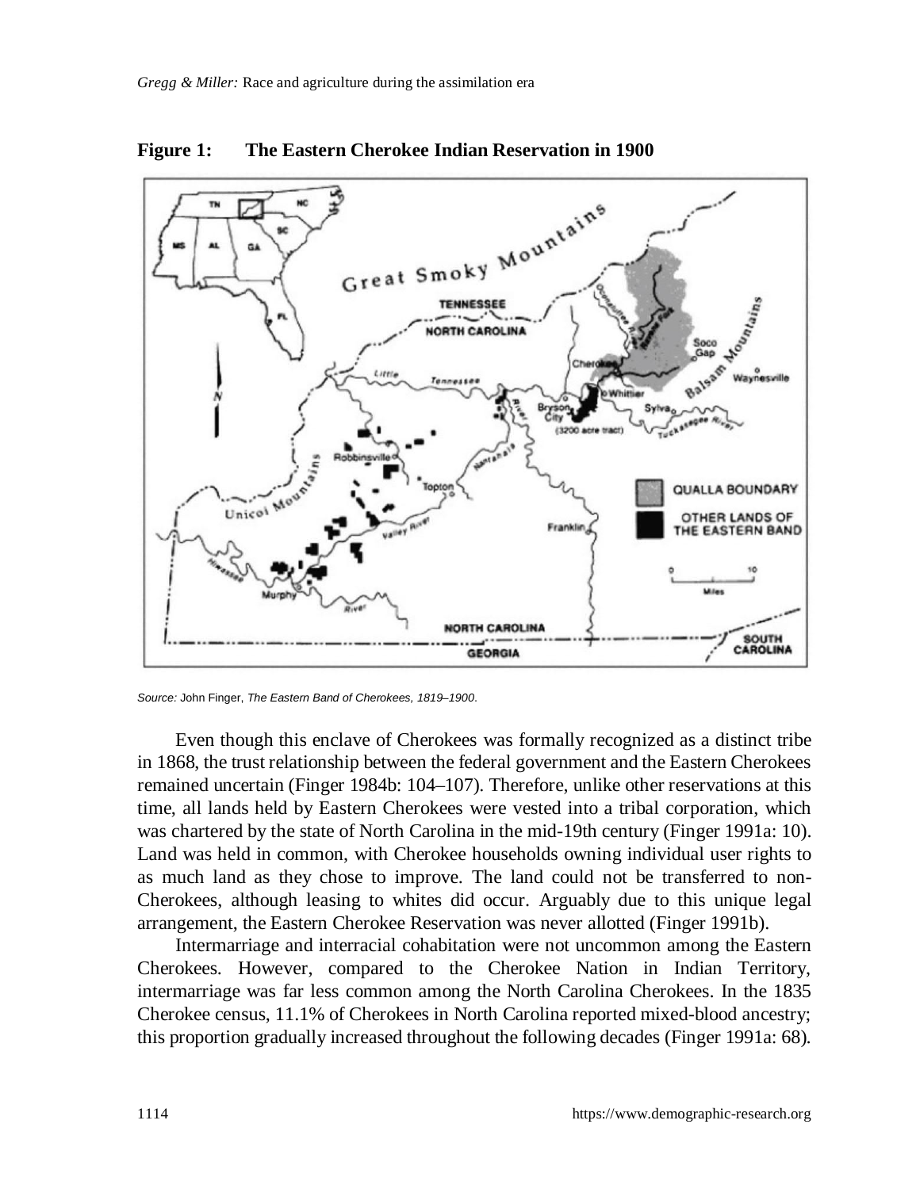**Figure 1: The Eastern Cherokee Indian Reservation in 1900**

*Source:* John Finger, *The Eastern Band of Cherokees, 1819–1900*.

Even though this enclave of Cherokees was formally recognized as a distinct tribe in 1868, the trust relationship between the federal government and the Eastern Cherokees remained uncertain (Finger 1984b: 104–107). Therefore, unlike other reservations at this time, all lands held by Eastern Cherokees were vested into a tribal corporation, which was chartered by the state of North Carolina in the mid-19th century (Finger 1991a: 10). Land was held in common, with Cherokee households owning individual user rights to as much land as they chose to improve. The land could not be transferred to non-Cherokees, although leasing to whites did occur. Arguably due to this unique legal arrangement, the Eastern Cherokee Reservation was never allotted (Finger 1991b).

Intermarriage and interracial cohabitation were not uncommon among the Eastern Cherokees. However, compared to the Cherokee Nation in Indian Territory, intermarriage was far less common among the North Carolina Cherokees. In the 1835 Cherokee census, 11.1% of Cherokees in North Carolina reported mixed-blood ancestry; this proportion gradually increased throughout the following decades (Finger 1991a: 68).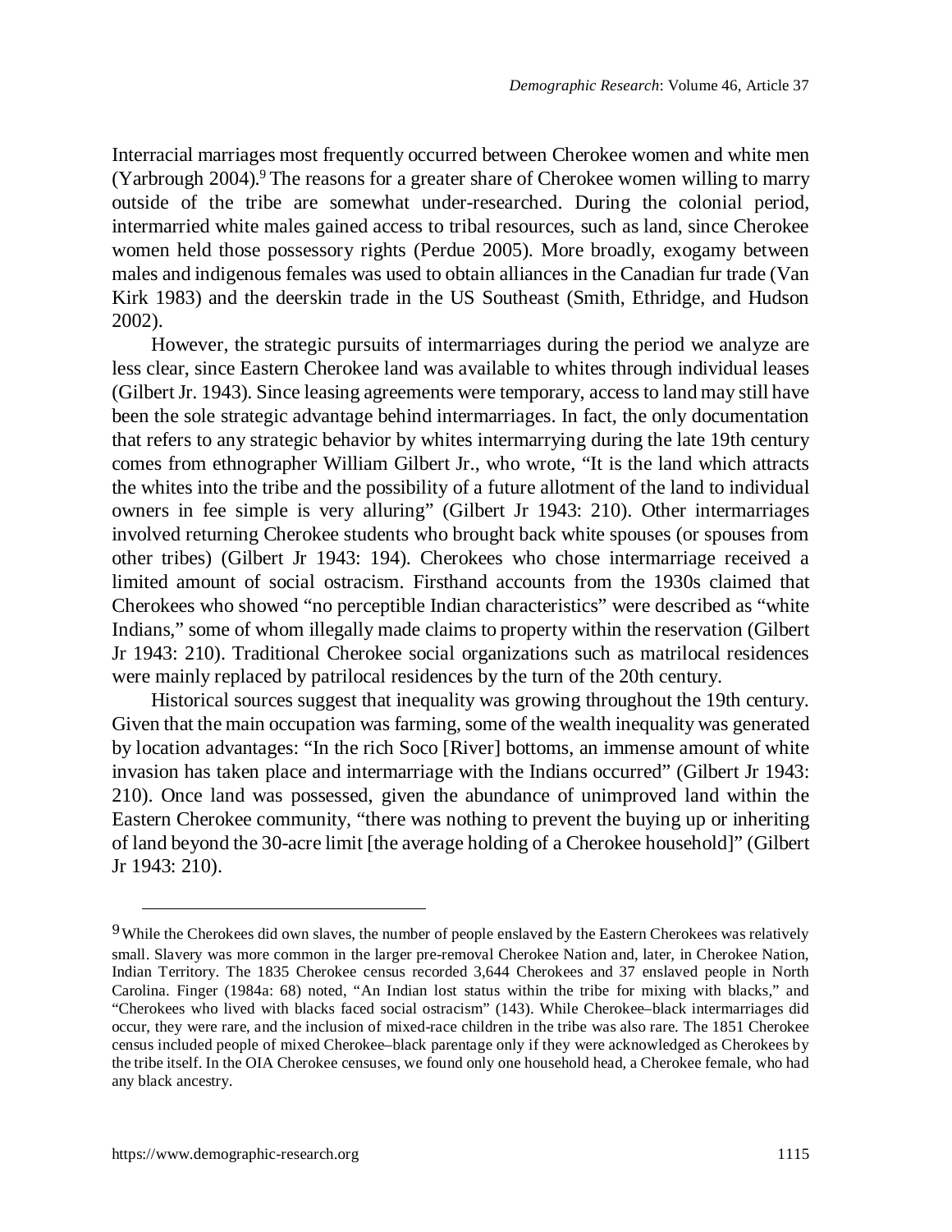Interracial marriages most frequently occurred between Cherokee women and white men (Yarbrough 2004).[9] The reasons for a greater share of Cherokee women willing to marry outside of the tribe are somewhat under-researched. During the colonial period, intermarried white males gained access to tribal resources, such as land, since Cherokee women held those possessory rights (Perdue 2005). More broadly, exogamy between males and indigenous females was used to obtain alliances in the Canadian fur trade (Van Kirk 1983) and the deerskin trade in the US Southeast (Smith, Ethridge, and Hudson 2002).

However, the strategic pursuits of intermarriages during the period we analyze are less clear, since Eastern Cherokee land was available to whites through individual leases (Gilbert Jr. 1943). Since leasing agreements were temporary, access to land may still have been the sole strategic advantage behind intermarriages. In fact, the only documentation that refers to any strategic behavior by whites intermarrying during the late 19th century comes from ethnographer William Gilbert Jr., who wrote, "It is the land which attracts the whites into the tribe and the possibility of a future allotment of the land to individual owners in fee simple is very alluring" (Gilbert Jr 1943: 210). Other intermarriages involved returning Cherokee students who brought back white spouses (or spouses from other tribes) (Gilbert Jr 1943: 194). Cherokees who chose intermarriage received a limited amount of social ostracism. Firsthand accounts from the 1930s claimed that Cherokees who showed "no perceptible Indian characteristics" were described as "white Indians," some of whom illegally made claims to property within the reservation (Gilbert Jr 1943: 210). Traditional Cherokee social organizations such as matrilocal residences were mainly replaced by patrilocal residences by the turn of the 20th century.

Historical sources suggest that inequality was growing throughout the 19th century. Given that the main occupation was farming, some of the wealth inequality was generated by location advantages: "In the rich Soco [River] bottoms, an immense amount of white invasion has taken place and intermarriage with the Indians occurred" (Gilbert Jr 1943: 210). Once land was possessed, given the abundance of unimproved land within the Eastern Cherokee community, "there was nothing to prevent the buying up or inheriting of land beyond the 30-acre limit [the average holding of a Cherokee household]" (Gilbert Jr 1943: 210).

---

[9] While the Cherokees did own slaves, the number of people enslaved by the Eastern Cherokees was relatively small. Slavery was more common in the larger pre-removal Cherokee Nation and, later, in Cherokee Nation, Indian Territory. The 1835 Cherokee census recorded 3,644 Cherokees and 37 enslaved people in North Carolina. Finger (1984a: 68) noted, "An Indian lost status within the tribe for mixing with blacks," and "Cherokees who lived with blacks faced social ostracism" (143). While Cherokee–black intermarriages did occur, they were rare, and the inclusion of mixed-race children in the tribe was also rare. The 1851 Cherokee census included people of mixed Cherokee–black parentage only if they were acknowledged as Cherokees by the tribe itself. In the OIA Cherokee censuses, we found only one household head, a Cherokee female, who had any black ancestry.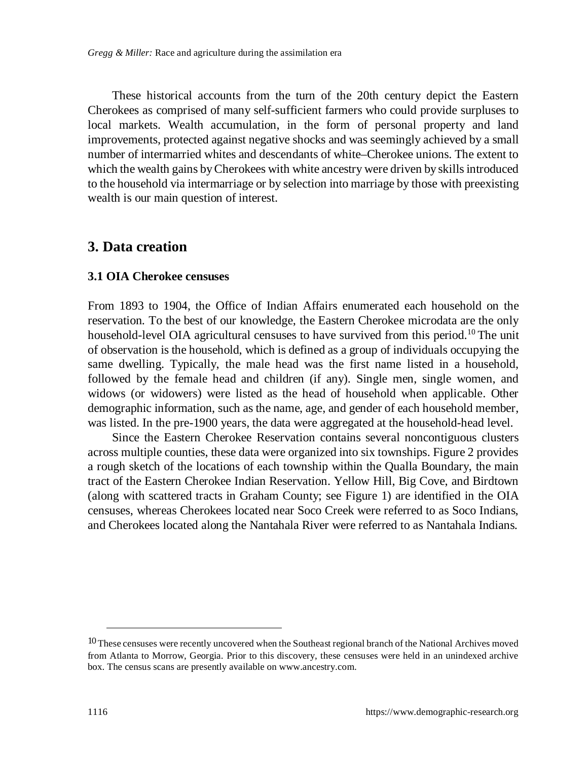These historical accounts from the turn of the 20th century depict the Eastern Cherokees as comprised of many self-sufficient farmers who could provide surpluses to local markets. Wealth accumulation, in the form of personal property and land improvements, protected against negative shocks and was seemingly achieved by a small number of intermarried whites and descendants of white–Cherokee unions. The extent to which the wealth gains by Cherokees with white ancestry were driven by skills introduced to the household via intermarriage or by selection into marriage by those with preexisting wealth is our main question of interest.

## 3. Data creation

### 3.1 OIA Cherokee censuses

From 1893 to 1904, the Office of Indian Affairs enumerated each household on the reservation. To the best of our knowledge, the Eastern Cherokee microdata are the only household-level OIA agricultural censuses to have survived from this period.[10] The unit of observation is the household, which is defined as a group of individuals occupying the same dwelling. Typically, the male head was the first name listed in a household, followed by the female head and children (if any). Single men, single women, and widows (or widowers) were listed as the head of household when applicable. Other demographic information, such as the name, age, and gender of each household member, was listed. In the pre-1900 years, the data were aggregated at the household-head level.

Since the Eastern Cherokee Reservation contains several noncontiguous clusters across multiple counties, these data were organized into six townships. Figure 2 provides a rough sketch of the locations of each township within the Qualla Boundary, the main tract of the Eastern Cherokee Indian Reservation. Yellow Hill, Big Cove, and Birdtown (along with scattered tracts in Graham County; see Figure 1) are identified in the OIA censuses, whereas Cherokees located near Soco Creek were referred to as Soco Indians, and Cherokees located along the Nantahala River were referred to as Nantahala Indians.

---

[10] These censuses were recently uncovered when the Southeast regional branch of the National Archives moved from Atlanta to Morrow, Georgia. Prior to this discovery, these censuses were held in an unindexed archive box. The census scans are presently available on www.ancestry.com.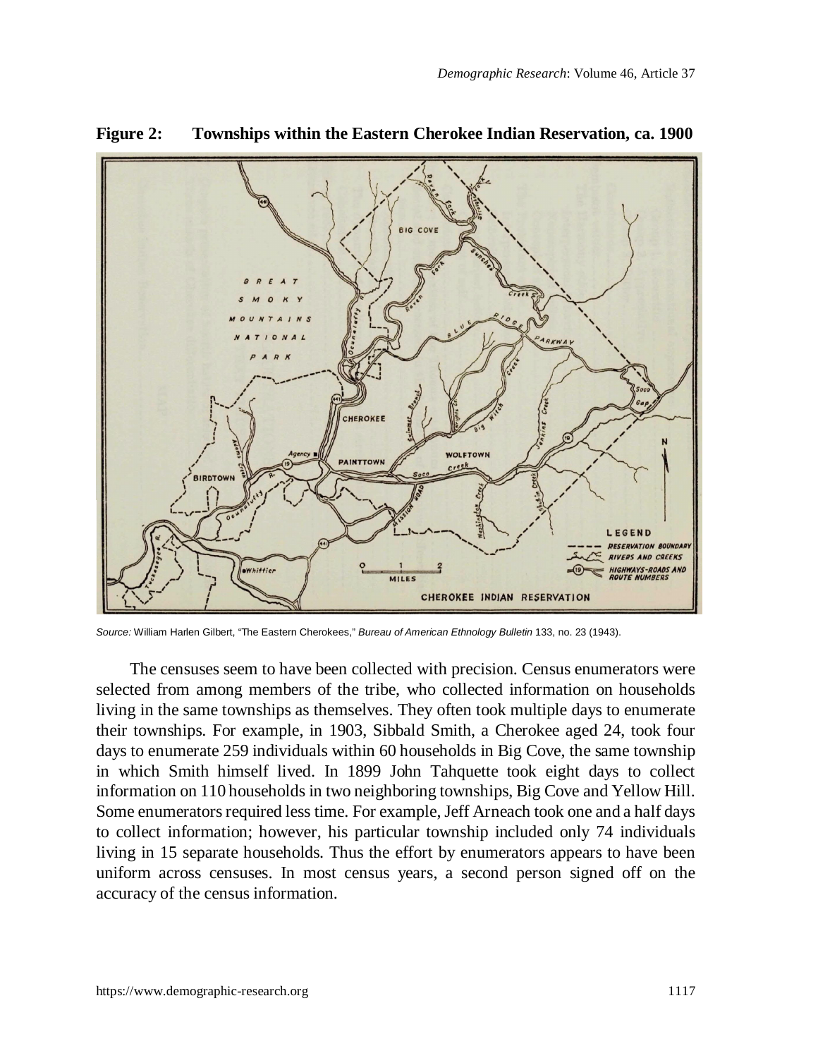**Figure 2: Townships within the Eastern Cherokee Indian Reservation, ca. 1900**

*Source:* William Harlen Gilbert, "The Eastern Cherokees," *Bureau of American Ethnology Bulletin* 133, no. 23 (1943).

The censuses seem to have been collected with precision. Census enumerators were selected from among members of the tribe, who collected information on households living in the same townships as themselves. They often took multiple days to enumerate their townships. For example, in 1903, Sibbald Smith, a Cherokee aged 24, took four days to enumerate 259 individuals within 60 households in Big Cove, the same township in which Smith himself lived. In 1899 John Tahquette took eight days to collect information on 110 households in two neighboring townships, Big Cove and Yellow Hill. Some enumerators required less time. For example, Jeff Arneach took one and a half days to collect information; however, his particular township included only 74 individuals living in 15 separate households. Thus the effort by enumerators appears to have been uniform across censuses. In most census years, a second person signed off on the accuracy of the census information.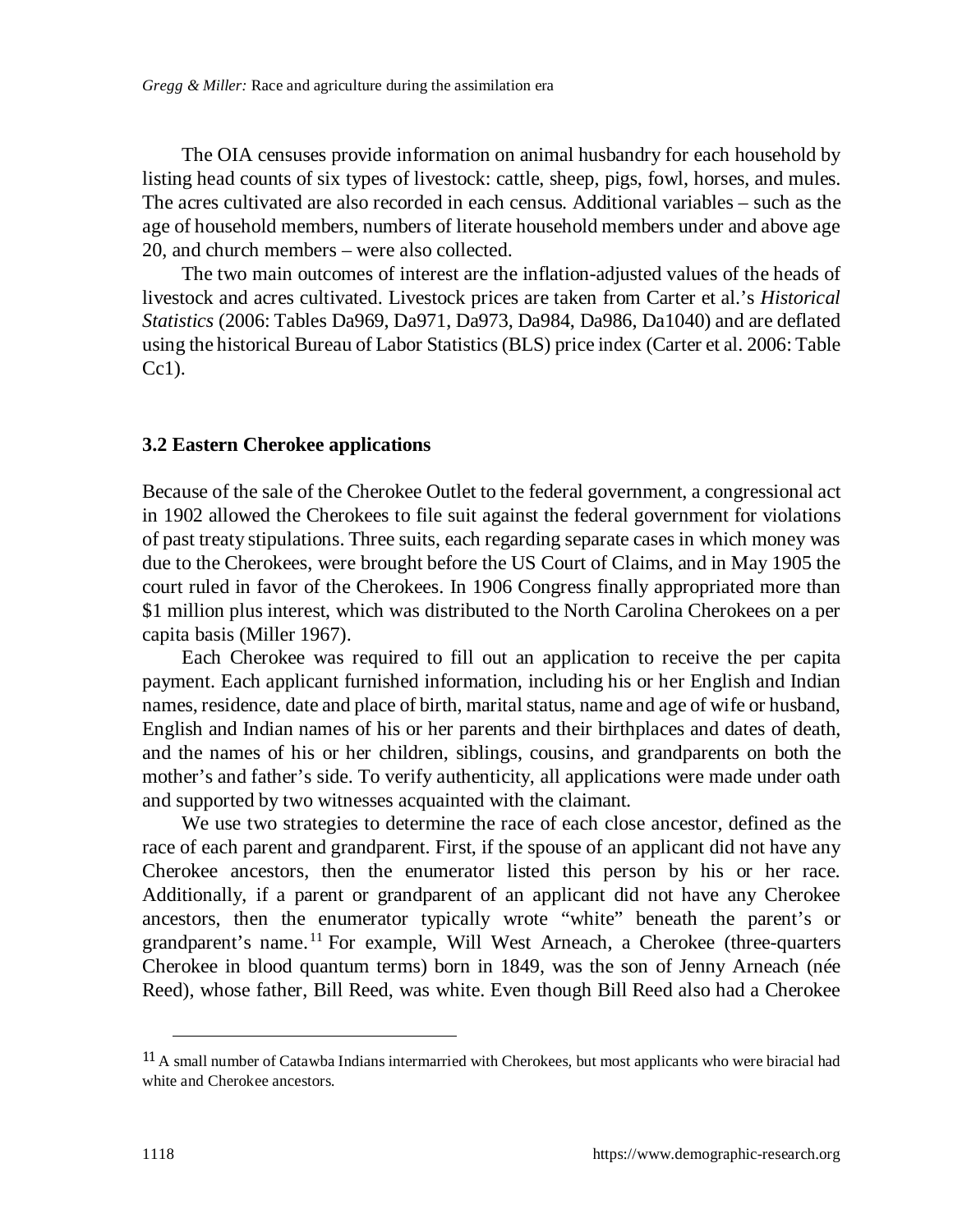The OIA censuses provide information on animal husbandry for each household by listing head counts of six types of livestock: cattle, sheep, pigs, fowl, horses, and mules. The acres cultivated are also recorded in each census. Additional variables – such as the age of household members, numbers of literate household members under and above age 20, and church members – were also collected.

The two main outcomes of interest are the inflation-adjusted values of the heads of livestock and acres cultivated. Livestock prices are taken from Carter et al.'s *Historical Statistics* (2006: Tables Da969, Da971, Da973, Da984, Da986, Da1040) and are deflated using the historical Bureau of Labor Statistics (BLS) price index (Carter et al. 2006: Table Cc1).

### 3.2 Eastern Cherokee applications

Because of the sale of the Cherokee Outlet to the federal government, a congressional act in 1902 allowed the Cherokees to file suit against the federal government for violations of past treaty stipulations. Three suits, each regarding separate cases in which money was due to the Cherokees, were brought before the US Court of Claims, and in May 1905 the court ruled in favor of the Cherokees. In 1906 Congress finally appropriated more than $1 million plus interest, which was distributed to the North Carolina Cherokees on a per capita basis (Miller 1967).

Each Cherokee was required to fill out an application to receive the per capita payment. Each applicant furnished information, including his or her English and Indian names, residence, date and place of birth, marital status, name and age of wife or husband, English and Indian names of his or her parents and their birthplaces and dates of death, and the names of his or her children, siblings, cousins, and grandparents on both the mother's and father's side. To verify authenticity, all applications were made under oath and supported by two witnesses acquainted with the claimant.

We use two strategies to determine the race of each close ancestor, defined as the race of each parent and grandparent. First, if the spouse of an applicant did not have any Cherokee ancestors, then the enumerator listed this person by his or her race. Additionally, if a parent or grandparent of an applicant did not have any Cherokee ancestors, then the enumerator typically wrote "white" beneath the parent's or grandparent's name.[11] For example, Will West Arneach, a Cherokee (three-quarters Cherokee in blood quantum terms) born in 1849, was the son of Jenny Arneach (née Reed), whose father, Bill Reed, was white. Even though Bill Reed also had a Cherokee

[11] A small number of Catawba Indians intermarried with Cherokees, but most applicants who were biracial had white and Cherokee ancestors.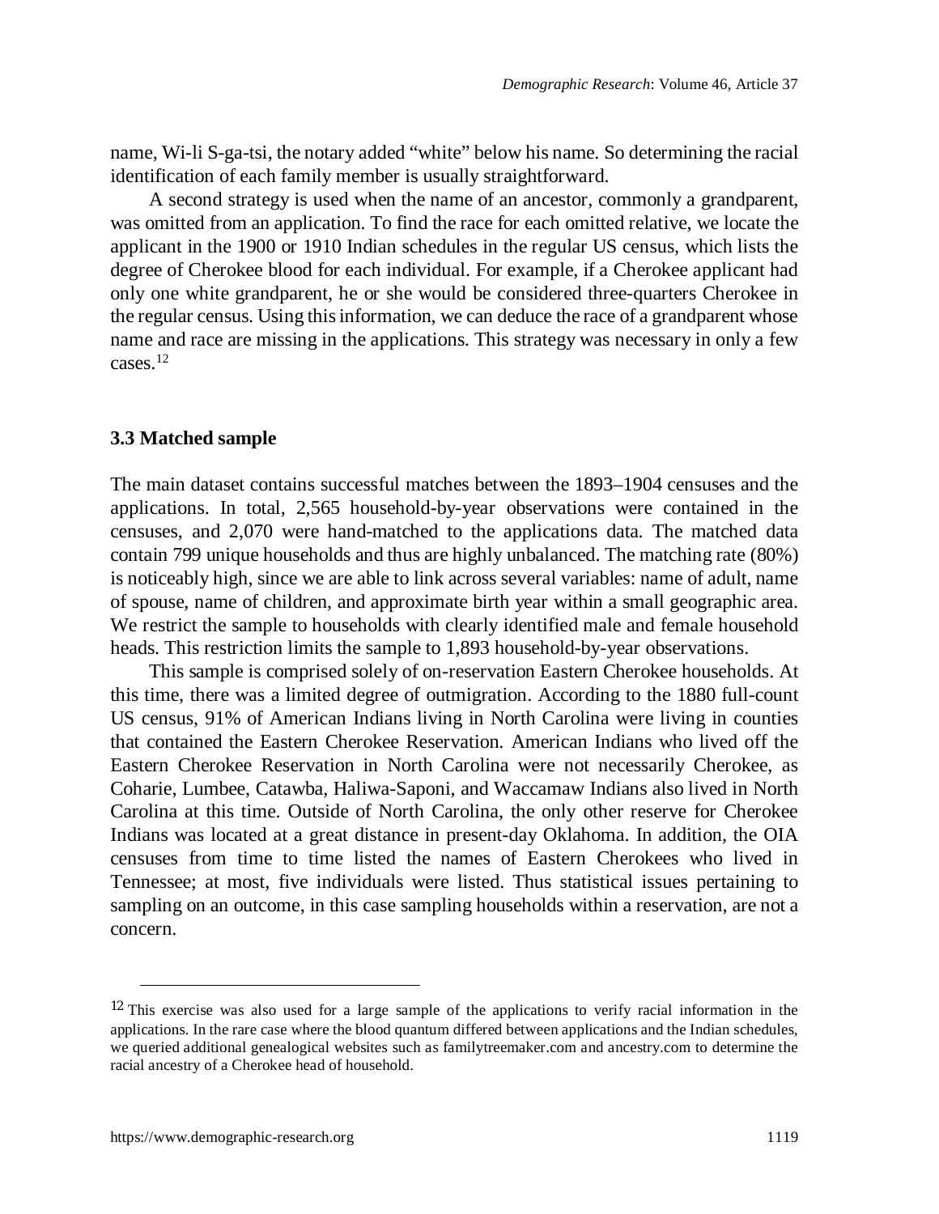name, Wi-li S-ga-tsi, the notary added "white" below his name. So determining the racial identification of each family member is usually straightforward.

A second strategy is used when the name of an ancestor, commonly a grandparent, was omitted from an application. To find the race for each omitted relative, we locate the applicant in the 1900 or 1910 Indian schedules in the regular US census, which lists the degree of Cherokee blood for each individual. For example, if a Cherokee applicant had only one white grandparent, he or she would be considered three-quarters Cherokee in the regular census. Using this information, we can deduce the race of a grandparent whose name and race are missing in the applications. This strategy was necessary in only a few cases.[12]

### 3.3 Matched sample

The main dataset contains successful matches between the 1893–1904 censuses and the applications. In total, 2,565 household-by-year observations were contained in the censuses, and 2,070 were hand-matched to the applications data. The matched data contain 799 unique households and thus are highly unbalanced. The matching rate (80%) is noticeably high, since we are able to link across several variables: name of adult, name of spouse, name of children, and approximate birth year within a small geographic area. We restrict the sample to households with clearly identified male and female household heads. This restriction limits the sample to 1,893 household-by-year observations.

This sample is comprised solely of on-reservation Eastern Cherokee households. At this time, there was a limited degree of outmigration. According to the 1880 full-count US census, 91% of American Indians living in North Carolina were living in counties that contained the Eastern Cherokee Reservation. American Indians who lived off the Eastern Cherokee Reservation in North Carolina were not necessarily Cherokee, as Coharie, Lumbee, Catawba, Haliwa-Saponi, and Waccamaw Indians also lived in North Carolina at this time. Outside of North Carolina, the only other reserve for Cherokee Indians was located at a great distance in present-day Oklahoma. In addition, the OIA censuses from time to time listed the names of Eastern Cherokees who lived in Tennessee; at most, five individuals were listed. Thus statistical issues pertaining to sampling on an outcome, in this case sampling households within a reservation, are not a concern.

---

[12] This exercise was also used for a large sample of the applications to verify racial information in the applications. In the rare case where the blood quantum differed between applications and the Indian schedules, we queried additional genealogical websites such as familytreemaker.com and ancestry.com to determine the racial ancestry of a Cherokee head of household.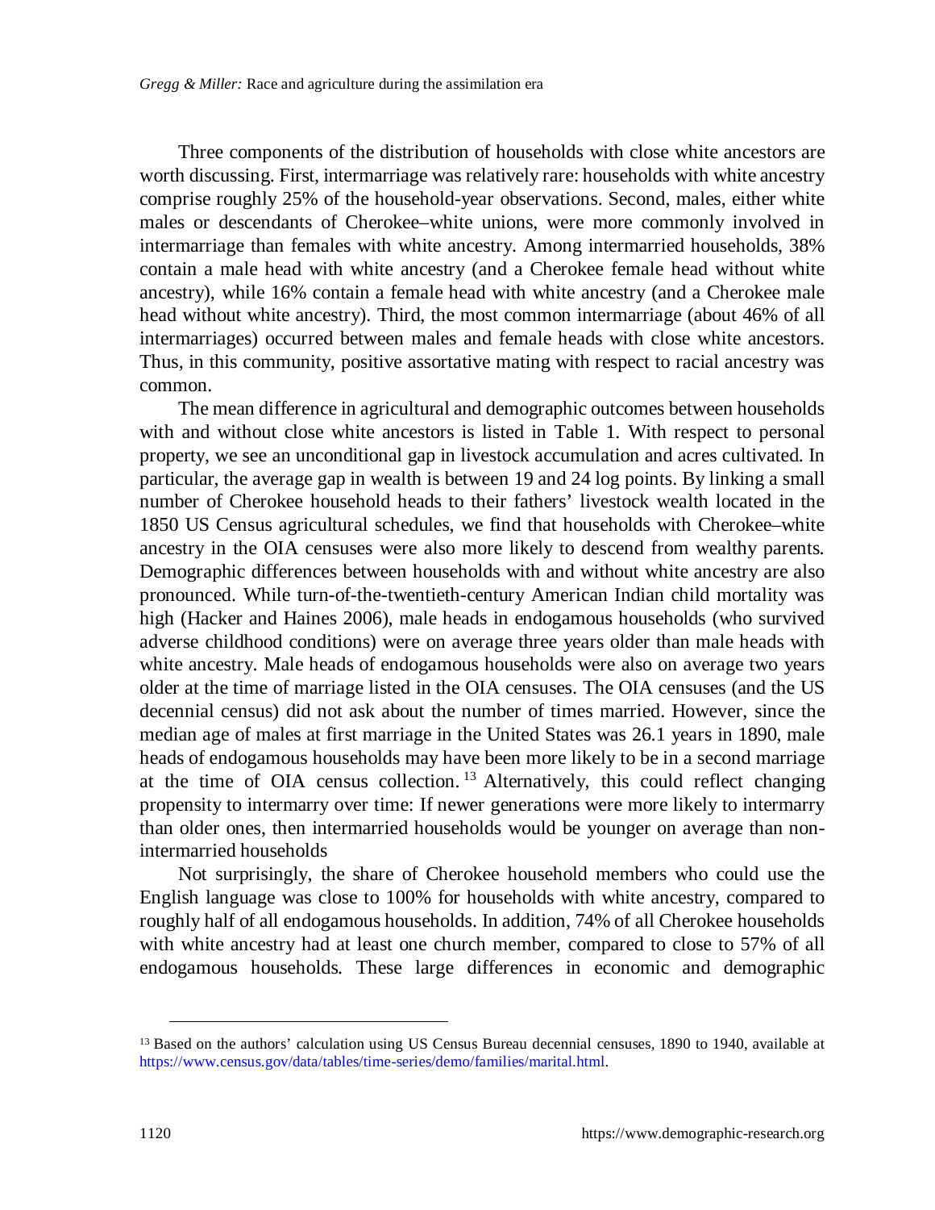Three components of the distribution of households with close white ancestors are worth discussing. First, intermarriage was relatively rare: households with white ancestry comprise roughly 25% of the household-year observations. Second, males, either white males or descendants of Cherokee–white unions, were more commonly involved in intermarriage than females with white ancestry. Among intermarried households, 38% contain a male head with white ancestry (and a Cherokee female head without white ancestry), while 16% contain a female head with white ancestry (and a Cherokee male head without white ancestry). Third, the most common intermarriage (about 46% of all intermarriages) occurred between males and female heads with close white ancestors. Thus, in this community, positive assortative mating with respect to racial ancestry was common.

The mean difference in agricultural and demographic outcomes between households with and without close white ancestors is listed in Table 1. With respect to personal property, we see an unconditional gap in livestock accumulation and acres cultivated. In particular, the average gap in wealth is between 19 and 24 log points. By linking a small number of Cherokee household heads to their fathers' livestock wealth located in the 1850 US Census agricultural schedules, we find that households with Cherokee–white ancestry in the OIA censuses were also more likely to descend from wealthy parents. Demographic differences between households with and without white ancestry are also pronounced. While turn-of-the-twentieth-century American Indian child mortality was high (Hacker and Haines 2006), male heads in endogamous households (who survived adverse childhood conditions) were on average three years older than male heads with white ancestry. Male heads of endogamous households were also on average two years older at the time of marriage listed in the OIA censuses. The OIA censuses (and the US decennial census) did not ask about the number of times married. However, since the median age of males at first marriage in the United States was 26.1 years in 1890, male heads of endogamous households may have been more likely to be in a second marriage at the time of OIA census collection.[13] Alternatively, this could reflect changing propensity to intermarry over time: If newer generations were more likely to intermarry than older ones, then intermarried households would be younger on average than non-intermarried households

Not surprisingly, the share of Cherokee household members who could use the English language was close to 100% for households with white ancestry, compared to roughly half of all endogamous households. In addition, 74% of all Cherokee households with white ancestry had at least one church member, compared to close to 57% of all endogamous households. These large differences in economic and demographic

[13] Based on the authors' calculation using US Census Bureau decennial censuses, 1890 to 1940, available at https://www.census.gov/data/tables/time-series/demo/families/marital.html.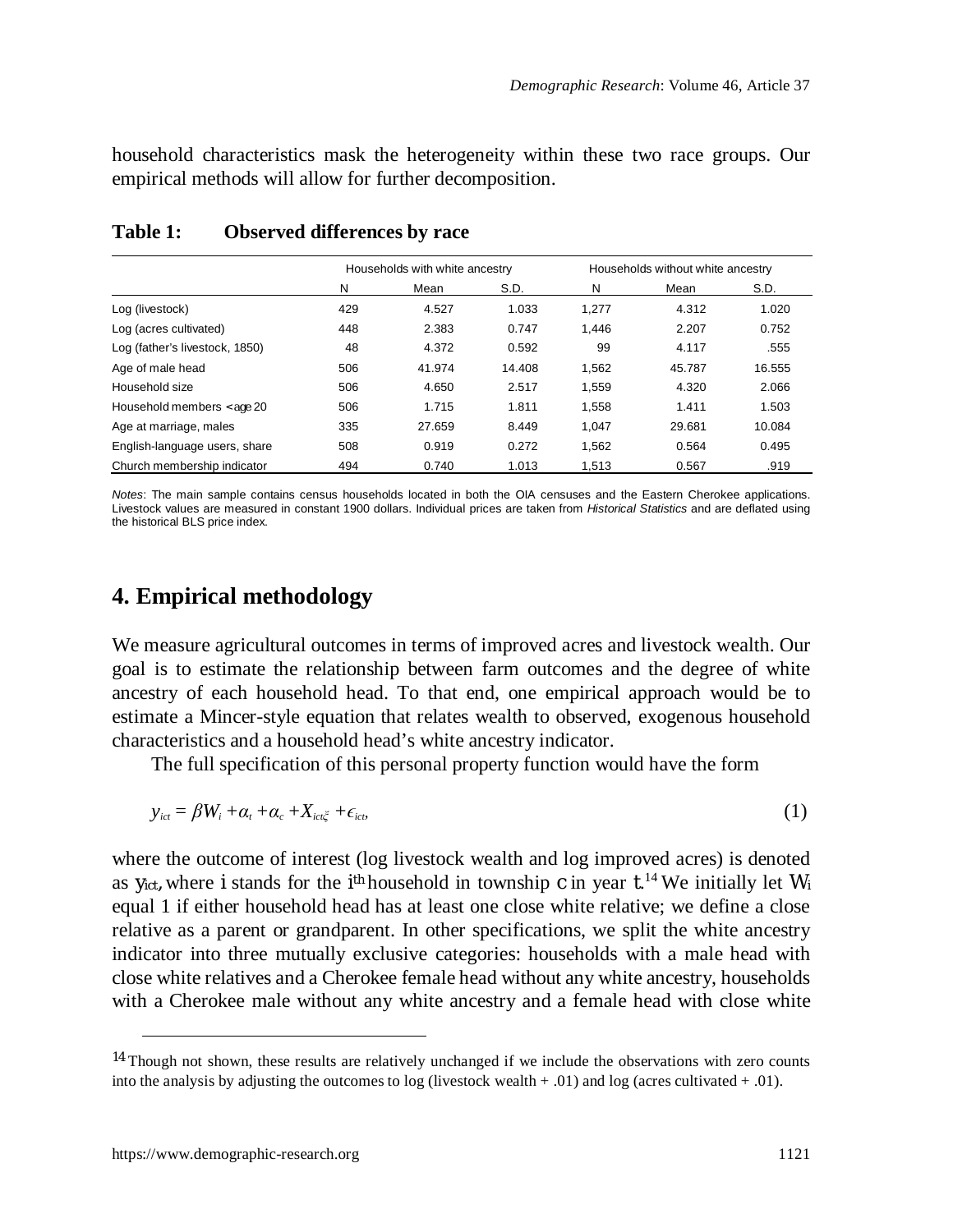household characteristics mask the heterogeneity within these two race groups. Our empirical methods will allow for further decomposition.

**Table 1: Observed differences by race**

| | Households with white ancestry | | | Households without white ancestry | | |
|---|---|---|---|---|---|---|
| | N | Mean | S.D. | N | Mean | S.D. |
| Log (livestock) | 429 | 4.527 | 1.033 | 1,277 | 4.312 | 1.020 |
| Log (acres cultivated) | 448 | 2.383 | 0.747 | 1,446 | 2.207 | 0.752 |
| Log (father's livestock, 1850) | 48 | 4.372 | 0.592 | 99 | 4.117 | .555 |
| Age of male head | 506 | 41.974 | 14.408 | 1,562 | 45.787 | 16.555 |
| Household size | 506 | 4.650 | 2.517 | 1,559 | 4.320 | 2.066 |
| Household members < age 20 | 506 | 1.715 | 1.811 | 1,558 | 1.411 | 1.503 |
| Age at marriage, males | 335 | 27.659 | 8.449 | 1,047 | 29.681 | 10.084 |
| English-language users, share | 508 | 0.919 | 0.272 | 1,562 | 0.564 | 0.495 |
| Church membership indicator | 494 | 0.740 | 1.013 | 1,513 | 0.567 | .919 |

*Notes*: The main sample contains census households located in both the OIA censuses and the Eastern Cherokee applications. Livestock values are measured in constant 1900 dollars. Individual prices are taken from *Historical Statistics* and are deflated using the historical BLS price index.

## 4. Empirical methodology

We measure agricultural outcomes in terms of improved acres and livestock wealth. Our goal is to estimate the relationship between farm outcomes and the degree of white ancestry of each household head. To that end, one empirical approach would be to estimate a Mincer-style equation that relates wealth to observed, exogenous household characteristics and a household head's white ancestry indicator.

The full specification of this personal property function would have the form

$$y_{ict} = \beta W_i + \alpha_t + \alpha_c + X_{ict}\xi + \epsilon_{ict}, \tag{1}$$

where the outcome of interest (log livestock wealth and log improved acres) is denoted as $y_{ict}$, where $i$ stands for the $i^{th}$ household in township $c$ in year $t$.[14] We initially let $W_i$ equal 1 if either household head has at least one close white relative; we define a close relative as a parent or grandparent. In other specifications, we split the white ancestry indicator into three mutually exclusive categories: households with a male head with close white relatives and a Cherokee female head without any white ancestry, households with a Cherokee male without any white ancestry and a female head with close white

[14] Though not shown, these results are relatively unchanged if we include the observations with zero counts into the analysis by adjusting the outcomes to log (livestock wealth + .01) and log (acres cultivated + .01).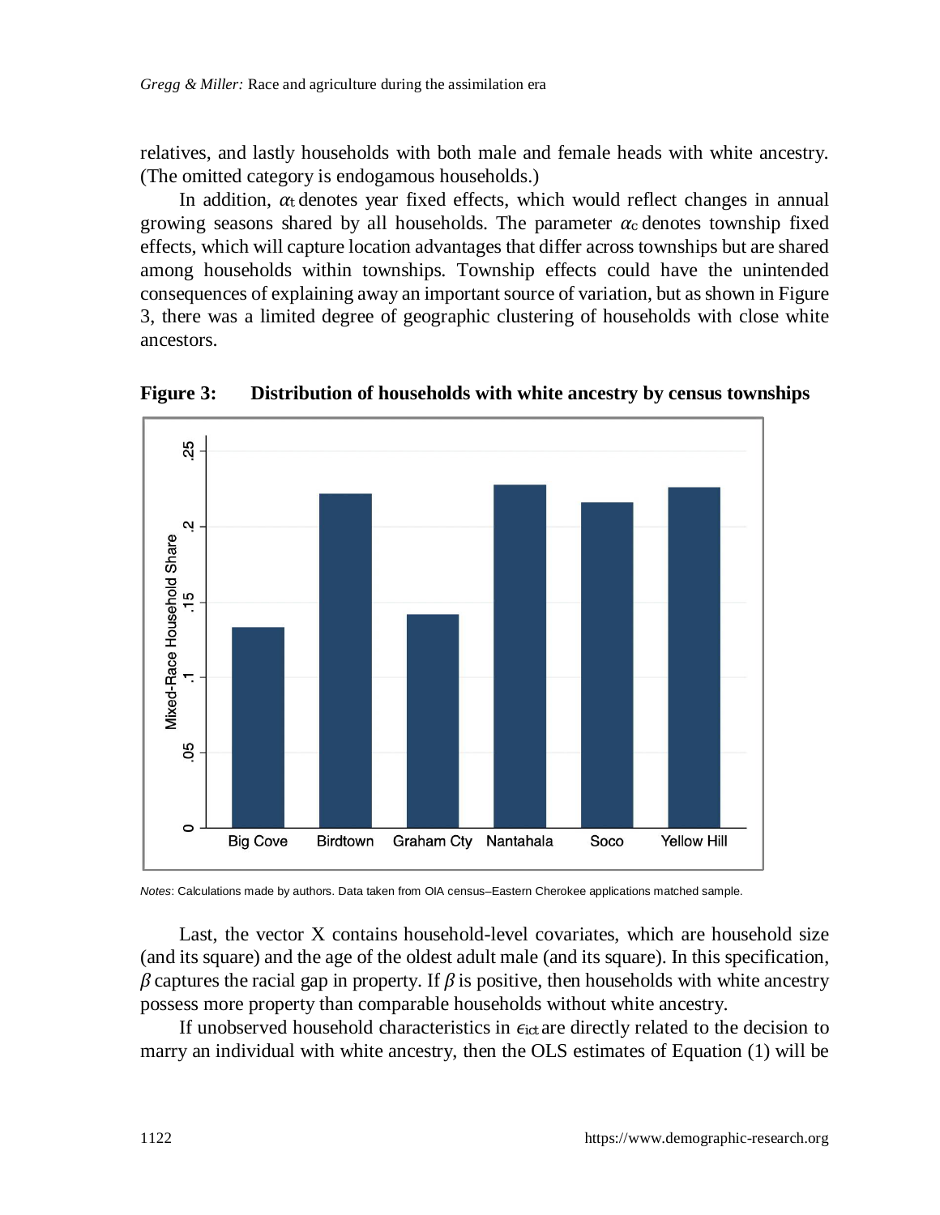relatives, and lastly households with both male and female heads with white ancestry. (The omitted category is endogamous households.)

In addition, $\alpha_t$ denotes year fixed effects, which would reflect changes in annual growing seasons shared by all households. The parameter $\alpha_c$ denotes township fixed effects, which will capture location advantages that differ across townships but are shared among households within townships. Township effects could have the unintended consequences of explaining away an important source of variation, but as shown in Figure 3, there was a limited degree of geographic clustering of households with close white ancestors.

**Figure 3: Distribution of households with white ancestry by census townships**

*Notes*: Calculations made by authors. Data taken from OIA census–Eastern Cherokee applications matched sample.

Last, the vector X contains household-level covariates, which are household size (and its square) and the age of the oldest adult male (and its square). In this specification, $\beta$ captures the racial gap in property. If $\beta$ is positive, then households with white ancestry possess more property than comparable households without white ancestry.

If unobserved household characteristics in $\epsilon_{ict}$ are directly related to the decision to marry an individual with white ancestry, then the OLS estimates of Equation (1) will be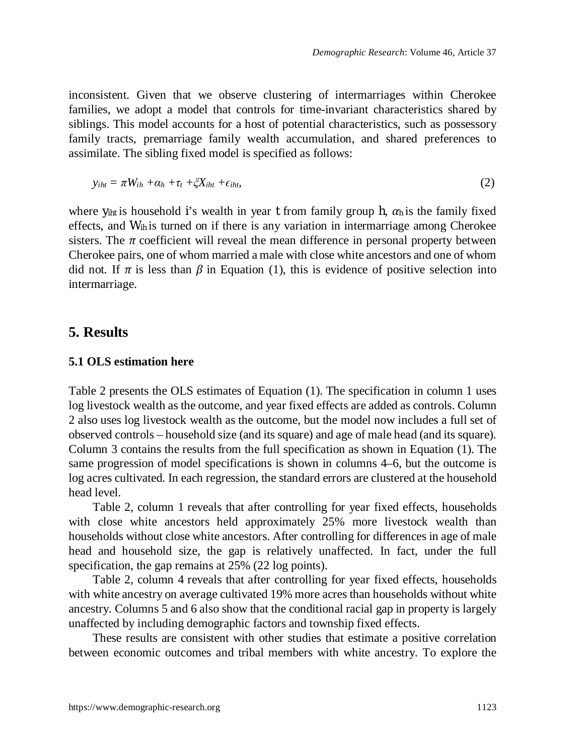inconsistent. Given that we observe clustering of intermarriages within Cherokee families, we adopt a model that controls for time-invariant characteristics shared by siblings. This model accounts for a host of potential characteristics, such as possessory family tracts, premarriage family wealth accumulation, and shared preferences to assimilate. The sibling fixed model is specified as follows:

$$y_{iht} = \pi W_{ih} + \alpha_h + \tau_t + \xi X_{iht} + \epsilon_{iht}, \tag{2}$$

where $y_{iht}$ is household $i$'s wealth in year $t$ from family group $h$, $\alpha_h$ is the family fixed effects, and $W_{ih}$ is turned on if there is any variation in intermarriage among Cherokee sisters. The $\pi$ coefficient will reveal the mean difference in personal property between Cherokee pairs, one of whom married a male with close white ancestors and one of whom did not. If $\pi$ is less than $\beta$ in Equation (1), this is evidence of positive selection into intermarriage.

## 5. Results

### 5.1 OLS estimation here

Table 2 presents the OLS estimates of Equation (1). The specification in column 1 uses log livestock wealth as the outcome, and year fixed effects are added as controls. Column 2 also uses log livestock wealth as the outcome, but the model now includes a full set of observed controls – household size (and its square) and age of male head (and its square). Column 3 contains the results from the full specification as shown in Equation (1). The same progression of model specifications is shown in columns 4–6, but the outcome is log acres cultivated. In each regression, the standard errors are clustered at the household head level.

Table 2, column 1 reveals that after controlling for year fixed effects, households with close white ancestors held approximately 25% more livestock wealth than households without close white ancestors. After controlling for differences in age of male head and household size, the gap is relatively unaffected. In fact, under the full specification, the gap remains at 25% (22 log points).

Table 2, column 4 reveals that after controlling for year fixed effects, households with white ancestry on average cultivated 19% more acres than households without white ancestry. Columns 5 and 6 also show that the conditional racial gap in property is largely unaffected by including demographic factors and township fixed effects.

These results are consistent with other studies that estimate a positive correlation between economic outcomes and tribal members with white ancestry. To explore the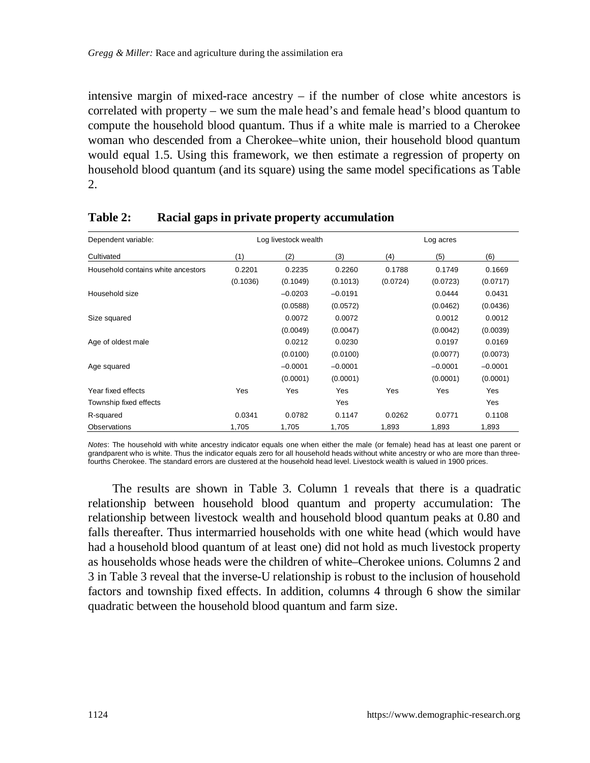intensive margin of mixed-race ancestry – if the number of close white ancestors is correlated with property – we sum the male head's and female head's blood quantum to compute the household blood quantum. Thus if a white male is married to a Cherokee woman who descended from a Cherokee–white union, their household blood quantum would equal 1.5. Using this framework, we then estimate a regression of property on household blood quantum (and its square) using the same model specifications as Table 2.

**Table 2: Racial gaps in private property accumulation**

| Dependent variable: | Log livestock wealth | | | Log acres | | |
|---|---|---|---|---|---|---|
| Cultivated | (1) | (2) | (3) | (4) | (5) | (6) |
| Household contains white ancestors | 0.2201 | 0.2235 | 0.2260 | 0.1788 | 0.1749 | 0.1669 |
| | (0.1036) | (0.1049) | (0.1013) | (0.0724) | (0.0723) | (0.0717) |
| Household size | | –0.0203 | –0.0191 | | 0.0444 | 0.0431 |
| | | (0.0588) | (0.0572) | | (0.0462) | (0.0436) |
| Size squared | | 0.0072 | 0.0072 | | 0.0012 | 0.0012 |
| | | (0.0049) | (0.0047) | | (0.0042) | (0.0039) |
| Age of oldest male | | 0.0212 | 0.0230 | | 0.0197 | 0.0169 |
| | | (0.0100) | (0.0100) | | (0.0077) | (0.0073) |
| Age squared | | –0.0001 | –0.0001 | | –0.0001 | –0.0001 |
| | | (0.0001) | (0.0001) | | (0.0001) | (0.0001) |
| Year fixed effects | Yes | Yes | Yes | Yes | Yes | Yes |
| Township fixed effects | | | Yes | | | Yes |
| R-squared | 0.0341 | 0.0782 | 0.1147 | 0.0262 | 0.0771 | 0.1108 |
| Observations | 1,705 | 1,705 | 1,705 | 1,893 | 1,893 | 1,893 |

*Notes*: The household with white ancestry indicator equals one when either the male (or female) head has at least one parent or grandparent who is white. Thus the indicator equals zero for all household heads without white ancestry or who are more than three-fourths Cherokee. The standard errors are clustered at the household head level. Livestock wealth is valued in 1900 prices.

The results are shown in Table 3. Column 1 reveals that there is a quadratic relationship between household blood quantum and property accumulation: The relationship between livestock wealth and household blood quantum peaks at 0.80 and falls thereafter. Thus intermarried households with one white head (which would have had a household blood quantum of at least one) did not hold as much livestock property as households whose heads were the children of white–Cherokee unions. Columns 2 and 3 in Table 3 reveal that the inverse-U relationship is robust to the inclusion of household factors and township fixed effects. In addition, columns 4 through 6 show the similar quadratic between the household blood quantum and farm size.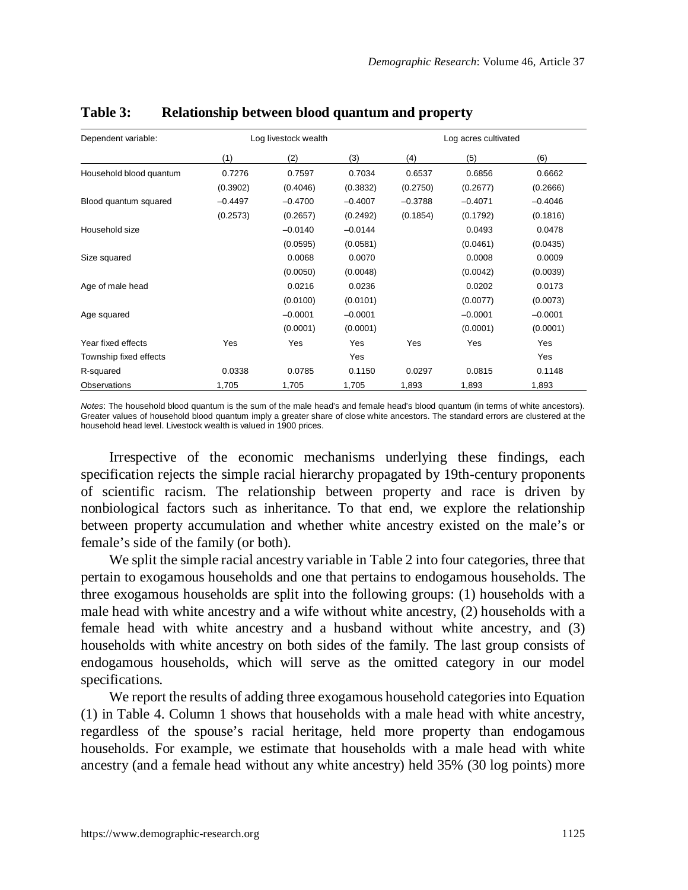**Table 3: Relationship between blood quantum and property**

| Dependent variable: | Log livestock wealth | | | Log acres cultivated | | |
|---|---|---|---|---|---|---|
| | (1) | (2) | (3) | (4) | (5) | (6) |
| Household blood quantum | 0.7276 | 0.7597 | 0.7034 | 0.6537 | 0.6856 | 0.6662 |
| | (0.3902) | (0.4046) | (0.3832) | (0.2750) | (0.2677) | (0.2666) |
| Blood quantum squared | −0.4497 | −0.4700 | −0.4007 | −0.3788 | −0.4071 | −0.4046 |
| | (0.2573) | (0.2657) | (0.2492) | (0.1854) | (0.1792) | (0.1816) |
| Household size | | −0.0140 | −0.0144 | | 0.0493 | 0.0478 |
| | | (0.0595) | (0.0581) | | (0.0461) | (0.0435) |
| Size squared | | 0.0068 | 0.0070 | | 0.0008 | 0.0009 |
| | | (0.0050) | (0.0048) | | (0.0042) | (0.0039) |
| Age of male head | | 0.0216 | 0.0236 | | 0.0202 | 0.0173 |
| | | (0.0100) | (0.0101) | | (0.0077) | (0.0073) |
| Age squared | | −0.0001 | −0.0001 | | −0.0001 | −0.0001 |
| | | (0.0001) | (0.0001) | | (0.0001) | (0.0001) |
| Year fixed effects | Yes | Yes | Yes | Yes | Yes | Yes |
| Township fixed effects | | | Yes | | | Yes |
| R-squared | 0.0338 | 0.0785 | 0.1150 | 0.0297 | 0.0815 | 0.1148 |
| Observations | 1,705 | 1,705 | 1,705 | 1,893 | 1,893 | 1,893 |

*Notes*: The household blood quantum is the sum of the male head's and female head's blood quantum (in terms of white ancestors). Greater values of household blood quantum imply a greater share of close white ancestors. The standard errors are clustered at the household head level. Livestock wealth is valued in 1900 prices.

Irrespective of the economic mechanisms underlying these findings, each specification rejects the simple racial hierarchy propagated by 19th-century proponents of scientific racism. The relationship between property and race is driven by nonbiological factors such as inheritance. To that end, we explore the relationship between property accumulation and whether white ancestry existed on the male's or female's side of the family (or both).

We split the simple racial ancestry variable in Table 2 into four categories, three that pertain to exogamous households and one that pertains to endogamous households. The three exogamous households are split into the following groups: (1) households with a male head with white ancestry and a wife without white ancestry, (2) households with a female head with white ancestry and a husband without white ancestry, and (3) households with white ancestry on both sides of the family. The last group consists of endogamous households, which will serve as the omitted category in our model specifications.

We report the results of adding three exogamous household categories into Equation (1) in Table 4. Column 1 shows that households with a male head with white ancestry, regardless of the spouse's racial heritage, held more property than endogamous households. For example, we estimate that households with a male head with white ancestry (and a female head without any white ancestry) held 35% (30 log points) more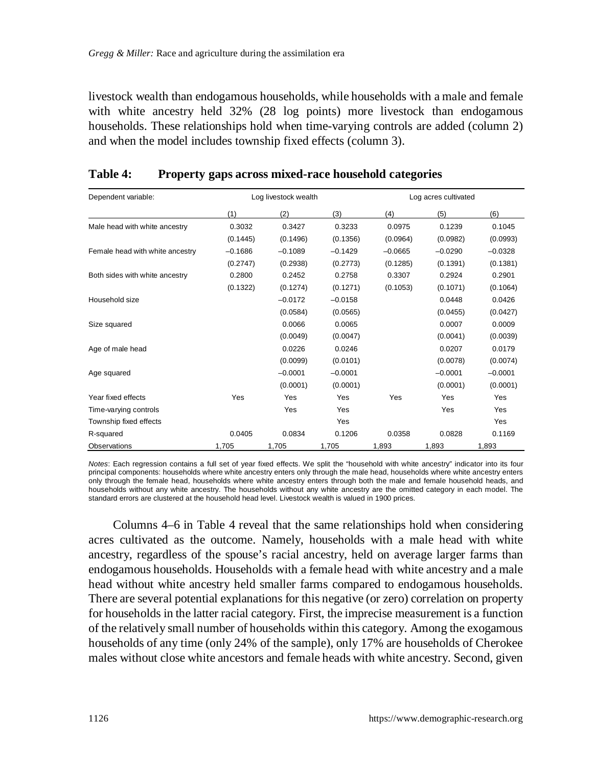livestock wealth than endogamous households, while households with a male and female with white ancestry held 32% (28 log points) more livestock than endogamous households. These relationships hold when time-varying controls are added (column 2) and when the model includes township fixed effects (column 3).

**Table 4: Property gaps across mixed-race household categories**

| Dependent variable: | Log livestock wealth | | | Log acres cultivated | | |
|---|---|---|---|---|---|---|
| | (1) | (2) | (3) | (4) | (5) | (6) |
| Male head with white ancestry | 0.3032 | 0.3427 | 0.3233 | 0.0975 | 0.1239 | 0.1045 |
| | (0.1445) | (0.1496) | (0.1356) | (0.0964) | (0.0982) | (0.0993) |
| Female head with white ancestry | –0.1686 | –0.1089 | –0.1429 | –0.0665 | –0.0290 | –0.0328 |
| | (0.2747) | (0.2938) | (0.2773) | (0.1285) | (0.1391) | (0.1381) |
| Both sides with white ancestry | 0.2800 | 0.2452 | 0.2758 | 0.3307 | 0.2924 | 0.2901 |
| | (0.1322) | (0.1274) | (0.1271) | (0.1053) | (0.1071) | (0.1064) |
| Household size | | –0.0172 | –0.0158 | | 0.0448 | 0.0426 |
| | | (0.0584) | (0.0565) | | (0.0455) | (0.0427) |
| Size squared | | 0.0066 | 0.0065 | | 0.0007 | 0.0009 |
| | | (0.0049) | (0.0047) | | (0.0041) | (0.0039) |
| Age of male head | | 0.0226 | 0.0246 | | 0.0207 | 0.0179 |
| | | (0.0099) | (0.0101) | | (0.0078) | (0.0074) |
| Age squared | | –0.0001 | –0.0001 | | –0.0001 | –0.0001 |
| | | (0.0001) | (0.0001) | | (0.0001) | (0.0001) |
| Year fixed effects | Yes | Yes | Yes | Yes | Yes | Yes |
| Time-varying controls | | Yes | Yes | | Yes | Yes |
| Township fixed effects | | | Yes | | | Yes |
| R-squared | 0.0405 | 0.0834 | 0.1206 | 0.0358 | 0.0828 | 0.1169 |
| Observations | 1,705 | 1,705 | 1,705 | 1,893 | 1,893 | 1,893 |

*Notes*: Each regression contains a full set of year fixed effects. We split the "household with white ancestry" indicator into its four principal components: households where white ancestry enters only through the male head, households where white ancestry enters only through the female head, households where white ancestry enters through both the male and female household heads, and households without any white ancestry. The households without any white ancestry are the omitted category in each model. The standard errors are clustered at the household head level. Livestock wealth is valued in 1900 prices.

Columns 4–6 in Table 4 reveal that the same relationships hold when considering acres cultivated as the outcome. Namely, households with a male head with white ancestry, regardless of the spouse's racial ancestry, held on average larger farms than endogamous households. Households with a female head with white ancestry and a male head without white ancestry held smaller farms compared to endogamous households. There are several potential explanations for this negative (or zero) correlation on property for households in the latter racial category. First, the imprecise measurement is a function of the relatively small number of households within this category. Among the exogamous households of any time (only 24% of the sample), only 17% are households of Cherokee males without close white ancestors and female heads with white ancestry. Second, given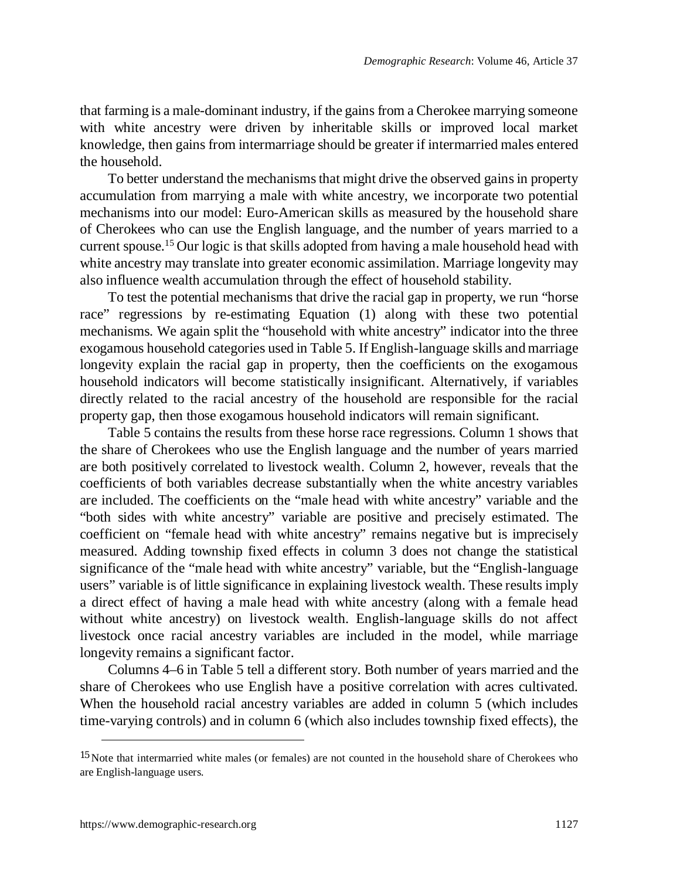that farming is a male-dominant industry, if the gains from a Cherokee marrying someone with white ancestry were driven by inheritable skills or improved local market knowledge, then gains from intermarriage should be greater if intermarried males entered the household.

To better understand the mechanisms that might drive the observed gains in property accumulation from marrying a male with white ancestry, we incorporate two potential mechanisms into our model: Euro-American skills as measured by the household share of Cherokees who can use the English language, and the number of years married to a current spouse.[15] Our logic is that skills adopted from having a male household head with white ancestry may translate into greater economic assimilation. Marriage longevity may also influence wealth accumulation through the effect of household stability.

To test the potential mechanisms that drive the racial gap in property, we run "horse race" regressions by re-estimating Equation (1) along with these two potential mechanisms. We again split the "household with white ancestry" indicator into the three exogamous household categories used in Table 5. If English-language skills and marriage longevity explain the racial gap in property, then the coefficients on the exogamous household indicators will become statistically insignificant. Alternatively, if variables directly related to the racial ancestry of the household are responsible for the racial property gap, then those exogamous household indicators will remain significant.

Table 5 contains the results from these horse race regressions. Column 1 shows that the share of Cherokees who use the English language and the number of years married are both positively correlated to livestock wealth. Column 2, however, reveals that the coefficients of both variables decrease substantially when the white ancestry variables are included. The coefficients on the "male head with white ancestry" variable and the "both sides with white ancestry" variable are positive and precisely estimated. The coefficient on "female head with white ancestry" remains negative but is imprecisely measured. Adding township fixed effects in column 3 does not change the statistical significance of the "male head with white ancestry" variable, but the "English-language users" variable is of little significance in explaining livestock wealth. These results imply a direct effect of having a male head with white ancestry (along with a female head without white ancestry) on livestock wealth. English-language skills do not affect livestock once racial ancestry variables are included in the model, while marriage longevity remains a significant factor.

Columns 4–6 in Table 5 tell a different story. Both number of years married and the share of Cherokees who use English have a positive correlation with acres cultivated. When the household racial ancestry variables are added in column 5 (which includes time-varying controls) and in column 6 (which also includes township fixed effects), the

[15] Note that intermarried white males (or females) are not counted in the household share of Cherokees who are English-language users.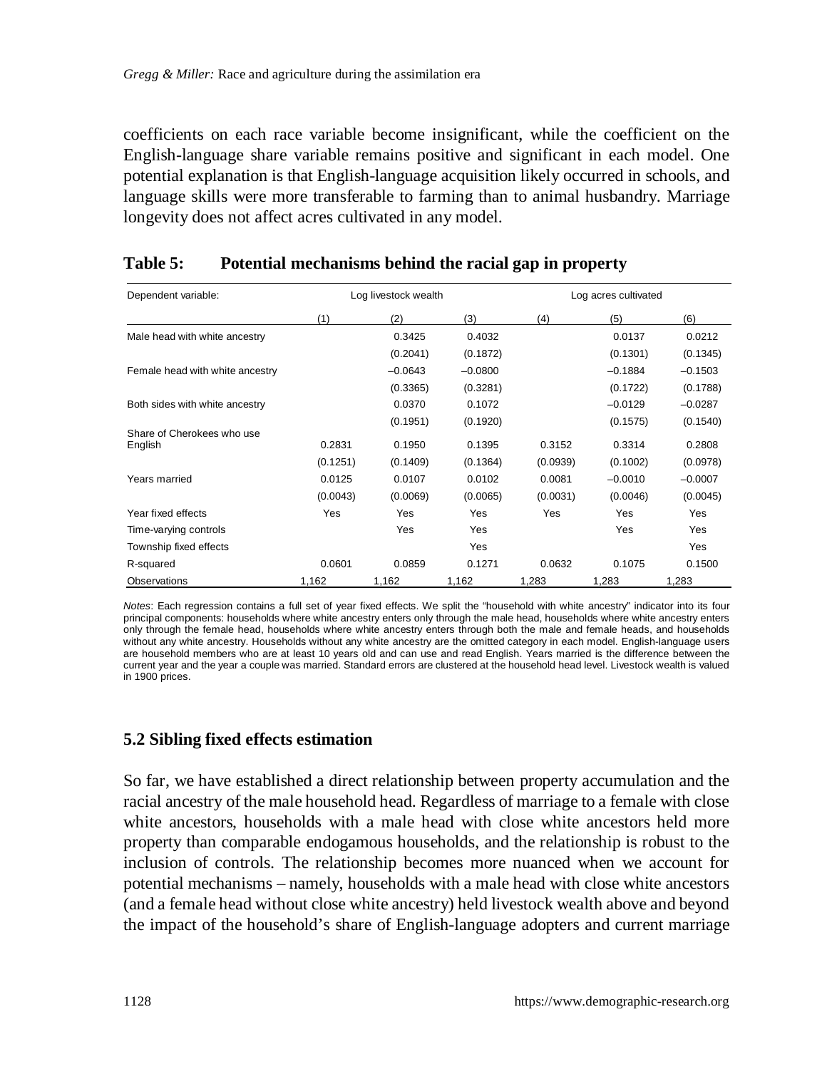coefficients on each race variable become insignificant, while the coefficient on the English-language share variable remains positive and significant in each model. One potential explanation is that English-language acquisition likely occurred in schools, and language skills were more transferable to farming than to animal husbandry. Marriage longevity does not affect acres cultivated in any model.

**Table 5: Potential mechanisms behind the racial gap in property**

| Dependent variable: | Log livestock wealth | | | Log acres cultivated | | |
|---|---|---|---|---|---|---|
| | (1) | (2) | (3) | (4) | (5) | (6) |
| Male head with white ancestry | | 0.3425 | 0.4032 | | 0.0137 | 0.0212 |
| | | (0.2041) | (0.1872) | | (0.1301) | (0.1345) |
| Female head with white ancestry | | –0.0643 | –0.0800 | | –0.1884 | –0.1503 |
| | | (0.3365) | (0.3281) | | (0.1722) | (0.1788) |
| Both sides with white ancestry | | 0.0370 | 0.1072 | | –0.0129 | –0.0287 |
| | | (0.1951) | (0.1920) | | (0.1575) | (0.1540) |
| Share of Cherokees who use English | 0.2831 | 0.1950 | 0.1395 | 0.3152 | 0.3314 | 0.2808 |
| | (0.1251) | (0.1409) | (0.1364) | (0.0939) | (0.1002) | (0.0978) |
| Years married | 0.0125 | 0.0107 | 0.0102 | 0.0081 | –0.0010 | –0.0007 |
| | (0.0043) | (0.0069) | (0.0065) | (0.0031) | (0.0046) | (0.0045) |
| Year fixed effects | Yes | Yes | Yes | Yes | Yes | Yes |
| Time-varying controls | | Yes | Yes | | Yes | Yes |
| Township fixed effects | | | Yes | | | Yes |
| R-squared | 0.0601 | 0.0859 | 0.1271 | 0.0632 | 0.1075 | 0.1500 |
| Observations | 1,162 | 1,162 | 1,162 | 1,283 | 1,283 | 1,283 |

*Notes*: Each regression contains a full set of year fixed effects. We split the "household with white ancestry" indicator into its four principal components: households where white ancestry enters only through the male head, households where white ancestry enters only through the female head, households where white ancestry enters through both the male and female heads, and households without any white ancestry. Households without any white ancestry are the omitted category in each model. English-language users are household members who are at least 10 years old and can use and read English. Years married is the difference between the current year and the year a couple was married. Standard errors are clustered at the household head level. Livestock wealth is valued in 1900 prices.

## 5.2 Sibling fixed effects estimation

So far, we have established a direct relationship between property accumulation and the racial ancestry of the male household head. Regardless of marriage to a female with close white ancestors, households with a male head with close white ancestors held more property than comparable endogamous households, and the relationship is robust to the inclusion of controls. The relationship becomes more nuanced when we account for potential mechanisms – namely, households with a male head with close white ancestors (and a female head without close white ancestry) held livestock wealth above and beyond the impact of the household's share of English-language adopters and current marriage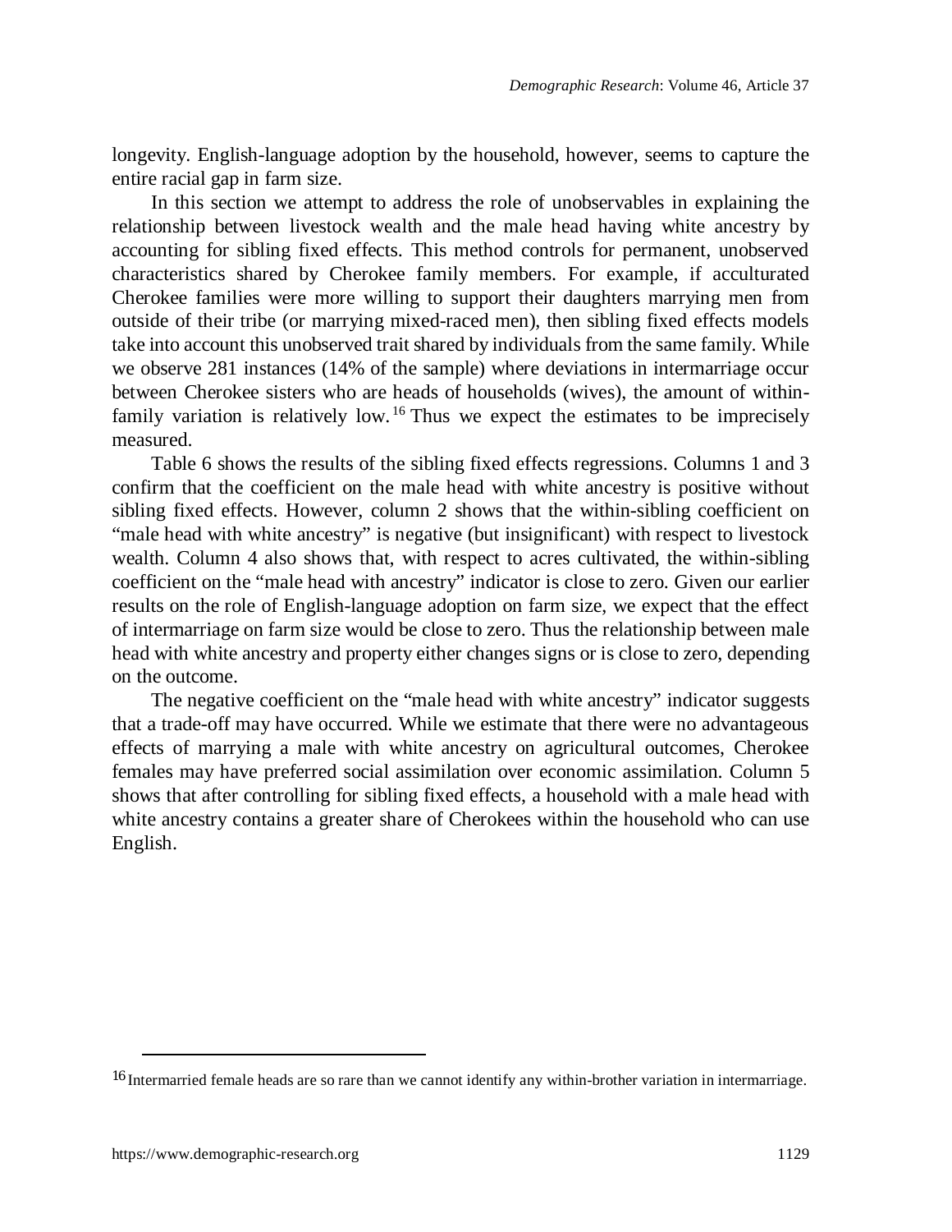longevity. English-language adoption by the household, however, seems to capture the entire racial gap in farm size.

In this section we attempt to address the role of unobservables in explaining the relationship between livestock wealth and the male head having white ancestry by accounting for sibling fixed effects. This method controls for permanent, unobserved characteristics shared by Cherokee family members. For example, if acculturated Cherokee families were more willing to support their daughters marrying men from outside of their tribe (or marrying mixed-raced men), then sibling fixed effects models take into account this unobserved trait shared by individuals from the same family. While we observe 281 instances (14% of the sample) where deviations in intermarriage occur between Cherokee sisters who are heads of households (wives), the amount of within-family variation is relatively low.[16] Thus we expect the estimates to be imprecisely measured.

Table 6 shows the results of the sibling fixed effects regressions. Columns 1 and 3 confirm that the coefficient on the male head with white ancestry is positive without sibling fixed effects. However, column 2 shows that the within-sibling coefficient on "male head with white ancestry" is negative (but insignificant) with respect to livestock wealth. Column 4 also shows that, with respect to acres cultivated, the within-sibling coefficient on the "male head with ancestry" indicator is close to zero. Given our earlier results on the role of English-language adoption on farm size, we expect that the effect of intermarriage on farm size would be close to zero. Thus the relationship between male head with white ancestry and property either changes signs or is close to zero, depending on the outcome.

The negative coefficient on the "male head with white ancestry" indicator suggests that a trade-off may have occurred. While we estimate that there were no advantageous effects of marrying a male with white ancestry on agricultural outcomes, Cherokee females may have preferred social assimilation over economic assimilation. Column 5 shows that after controlling for sibling fixed effects, a household with a male head with white ancestry contains a greater share of Cherokees within the household who can use English.

[16] Intermarried female heads are so rare than we cannot identify any within-brother variation in intermarriage.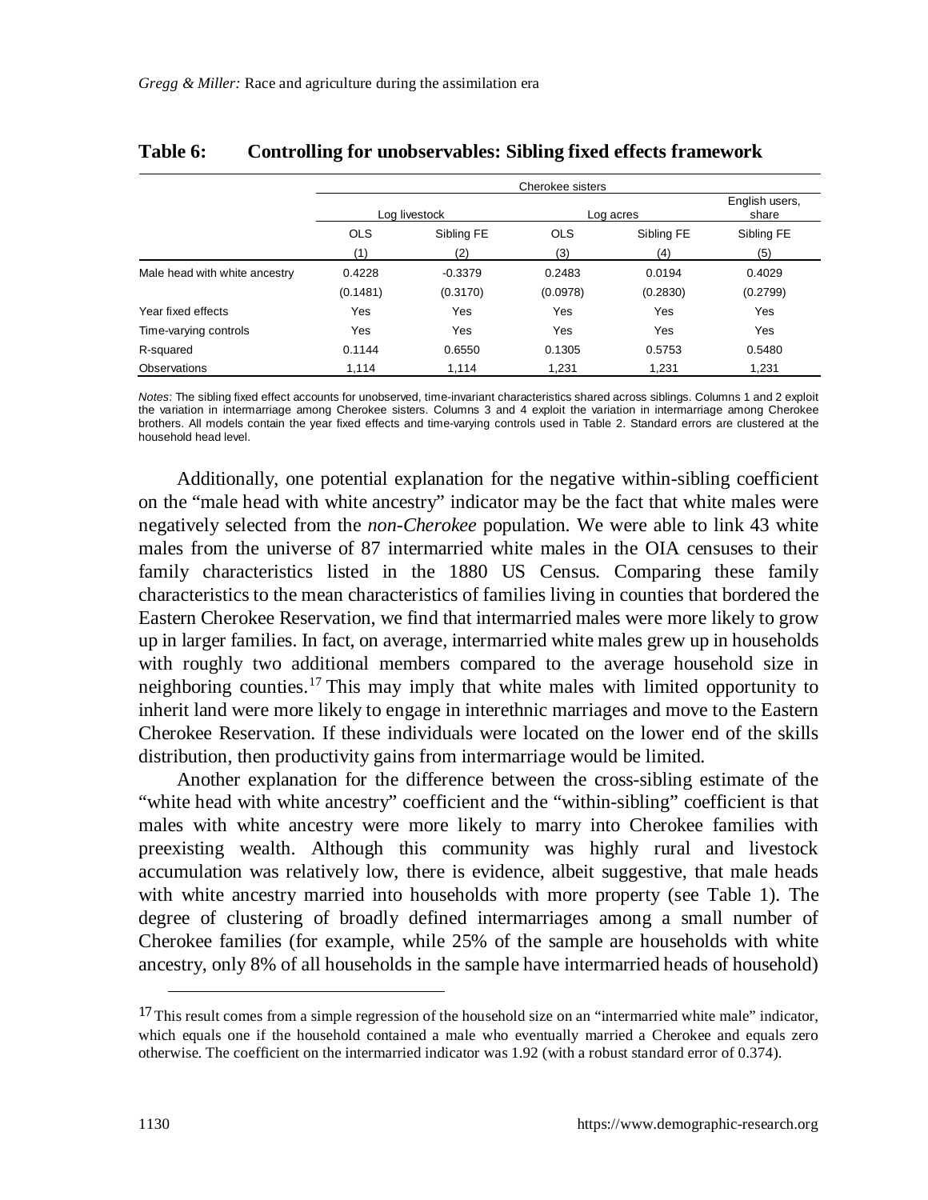**Table 6: Controlling for unobservables: Sibling fixed effects framework**

| | Cherokee sisters | | | | |
|---|---|---|---|---|---|
| | Log livestock | | Log acres | | English users, share |
| | OLS | Sibling FE | OLS | Sibling FE | Sibling FE |
| | (1) | (2) | (3) | (4) | (5) |
| Male head with white ancestry | 0.4228 | -0.3379 | 0.2483 | 0.0194 | 0.4029 |
| | (0.1481) | (0.3170) | (0.0978) | (0.2830) | (0.2799) |
| Year fixed effects | Yes | Yes | Yes | Yes | Yes |
| Time-varying controls | Yes | Yes | Yes | Yes | Yes |
| R-squared | 0.1144 | 0.6550 | 0.1305 | 0.5753 | 0.5480 |
| Observations | 1,114 | 1,114 | 1,231 | 1,231 | 1,231 |

*Notes*: The sibling fixed effect accounts for unobserved, time-invariant characteristics shared across siblings. Columns 1 and 2 exploit the variation in intermarriage among Cherokee sisters. Columns 3 and 4 exploit the variation in intermarriage among Cherokee brothers. All models contain the year fixed effects and time-varying controls used in Table 2. Standard errors are clustered at the household head level.

Additionally, one potential explanation for the negative within-sibling coefficient on the "male head with white ancestry" indicator may be the fact that white males were negatively selected from the *non-Cherokee* population. We were able to link 43 white males from the universe of 87 intermarried white males in the OIA censuses to their family characteristics listed in the 1880 US Census. Comparing these family characteristics to the mean characteristics of families living in counties that bordered the Eastern Cherokee Reservation, we find that intermarried males were more likely to grow up in larger families. In fact, on average, intermarried white males grew up in households with roughly two additional members compared to the average household size in neighboring counties.[17] This may imply that white males with limited opportunity to inherit land were more likely to engage in interethnic marriages and move to the Eastern Cherokee Reservation. If these individuals were located on the lower end of the skills distribution, then productivity gains from intermarriage would be limited.

Another explanation for the difference between the cross-sibling estimate of the "white head with white ancestry" coefficient and the "within-sibling" coefficient is that males with white ancestry were more likely to marry into Cherokee families with preexisting wealth. Although this community was highly rural and livestock accumulation was relatively low, there is evidence, albeit suggestive, that male heads with white ancestry married into households with more property (see Table 1). The degree of clustering of broadly defined intermarriages among a small number of Cherokee families (for example, while 25% of the sample are households with white ancestry, only 8% of all households in the sample have intermarried heads of household)

[17] This result comes from a simple regression of the household size on an "intermarried white male" indicator, which equals one if the household contained a male who eventually married a Cherokee and equals zero otherwise. The coefficient on the intermarried indicator was 1.92 (with a robust standard error of 0.374).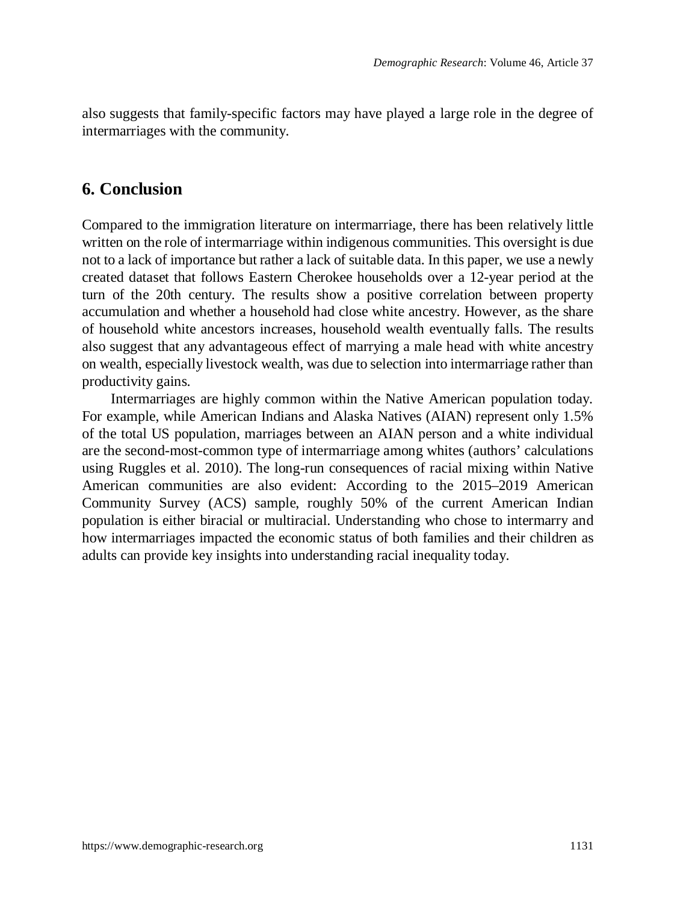also suggests that family-specific factors may have played a large role in the degree of intermarriages with the community.

## 6. Conclusion

Compared to the immigration literature on intermarriage, there has been relatively little written on the role of intermarriage within indigenous communities. This oversight is due not to a lack of importance but rather a lack of suitable data. In this paper, we use a newly created dataset that follows Eastern Cherokee households over a 12-year period at the turn of the 20th century. The results show a positive correlation between property accumulation and whether a household had close white ancestry. However, as the share of household white ancestors increases, household wealth eventually falls. The results also suggest that any advantageous effect of marrying a male head with white ancestry on wealth, especially livestock wealth, was due to selection into intermarriage rather than productivity gains.

Intermarriages are highly common within the Native American population today. For example, while American Indians and Alaska Natives (AIAN) represent only 1.5% of the total US population, marriages between an AIAN person and a white individual are the second-most-common type of intermarriage among whites (authors' calculations using Ruggles et al. 2010). The long-run consequences of racial mixing within Native American communities are also evident: According to the 2015–2019 American Community Survey (ACS) sample, roughly 50% of the current American Indian population is either biracial or multiracial. Understanding who chose to intermarry and how intermarriages impacted the economic status of both families and their children as adults can provide key insights into understanding racial inequality today.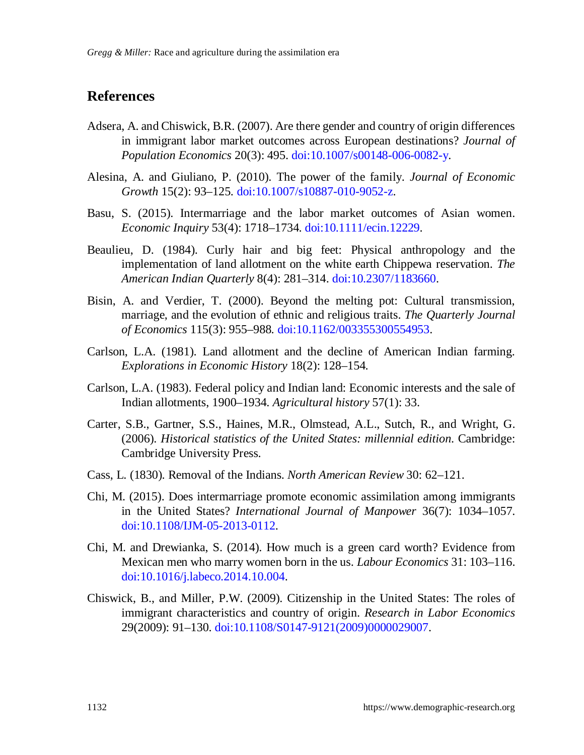## References

Adsera, A. and Chiswick, B.R. (2007). Are there gender and country of origin differences in immigrant labor market outcomes across European destinations? *Journal of Population Economics* 20(3): 495. doi:10.1007/s00148-006-0082-y.

Alesina, A. and Giuliano, P. (2010). The power of the family. *Journal of Economic Growth* 15(2): 93–125. doi:10.1007/s10887-010-9052-z.

Basu, S. (2015). Intermarriage and the labor market outcomes of Asian women. *Economic Inquiry* 53(4): 1718–1734. doi:10.1111/ecin.12229.

Beaulieu, D. (1984). Curly hair and big feet: Physical anthropology and the implementation of land allotment on the white earth Chippewa reservation. *The American Indian Quarterly* 8(4): 281–314. doi:10.2307/1183660.

Bisin, A. and Verdier, T. (2000). Beyond the melting pot: Cultural transmission, marriage, and the evolution of ethnic and religious traits. *The Quarterly Journal of Economics* 115(3): 955–988. doi:10.1162/003355300554953.

Carlson, L.A. (1981). Land allotment and the decline of American Indian farming. *Explorations in Economic History* 18(2): 128–154.

Carlson, L.A. (1983). Federal policy and Indian land: Economic interests and the sale of Indian allotments, 1900–1934. *Agricultural history* 57(1): 33.

Carter, S.B., Gartner, S.S., Haines, M.R., Olmstead, A.L., Sutch, R., and Wright, G. (2006). *Historical statistics of the United States: millennial edition*. Cambridge: Cambridge University Press.

Cass, L. (1830). Removal of the Indians. *North American Review* 30: 62–121.

Chi, M. (2015). Does intermarriage promote economic assimilation among immigrants in the United States? *International Journal of Manpower* 36(7): 1034–1057. doi:10.1108/IJM-05-2013-0112.

Chi, M. and Drewianka, S. (2014). How much is a green card worth? Evidence from Mexican men who marry women born in the us. *Labour Economics* 31: 103–116. doi:10.1016/j.labeco.2014.10.004.

Chiswick, B., and Miller, P.W. (2009). Citizenship in the United States: The roles of immigrant characteristics and country of origin. *Research in Labor Economics* 29(2009): 91–130. doi:10.1108/S0147-9121(2009)0000029007.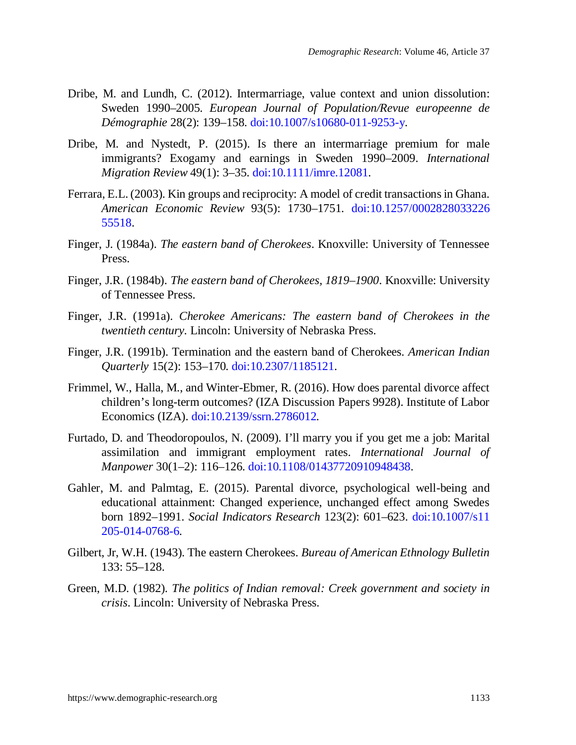Dribe, M. and Lundh, C. (2012). Intermarriage, value context and union dissolution: Sweden 1990–2005. *European Journal of Population/Revue europeenne de Démographie* 28(2): 139–158. doi:10.1007/s10680-011-9253-y.

Dribe, M. and Nystedt, P. (2015). Is there an intermarriage premium for male immigrants? Exogamy and earnings in Sweden 1990–2009. *International Migration Review* 49(1): 3–35. doi:10.1111/imre.12081.

Ferrara, E.L. (2003). Kin groups and reciprocity: A model of credit transactions in Ghana. *American Economic Review* 93(5): 1730–1751. doi:10.1257/000282803322655518.

Finger, J. (1984a). *The eastern band of Cherokees*. Knoxville: University of Tennessee Press.

Finger, J.R. (1984b). *The eastern band of Cherokees, 1819–1900*. Knoxville: University of Tennessee Press.

Finger, J.R. (1991a). *Cherokee Americans: The eastern band of Cherokees in the twentieth century*. Lincoln: University of Nebraska Press.

Finger, J.R. (1991b). Termination and the eastern band of Cherokees. *American Indian Quarterly* 15(2): 153–170. doi:10.2307/1185121.

Frimmel, W., Halla, M., and Winter-Ebmer, R. (2016). How does parental divorce affect children's long-term outcomes? (IZA Discussion Papers 9928). Institute of Labor Economics (IZA). doi:10.2139/ssrn.2786012.

Furtado, D. and Theodoropoulos, N. (2009). I'll marry you if you get me a job: Marital assimilation and immigrant employment rates. *International Journal of Manpower* 30(1–2): 116–126. doi:10.1108/01437720910948438.

Gahler, M. and Palmtag, E. (2015). Parental divorce, psychological well-being and educational attainment: Changed experience, unchanged effect among Swedes born 1892–1991. *Social Indicators Research* 123(2): 601–623. doi:10.1007/s11205-014-0768-6.

Gilbert, Jr, W.H. (1943). The eastern Cherokees. *Bureau of American Ethnology Bulletin* 133: 55–128.

Green, M.D. (1982). *The politics of Indian removal: Creek government and society in crisis*. Lincoln: University of Nebraska Press.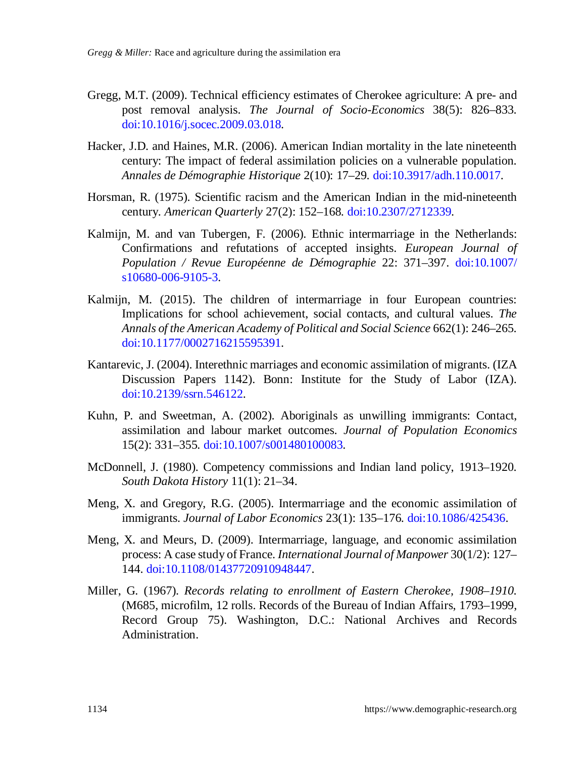Gregg, M.T. (2009). Technical efficiency estimates of Cherokee agriculture: A pre- and post removal analysis. *The Journal of Socio-Economics* 38(5): 826–833. doi:10.1016/j.socec.2009.03.018.

Hacker, J.D. and Haines, M.R. (2006). American Indian mortality in the late nineteenth century: The impact of federal assimilation policies on a vulnerable population. *Annales de Démographie Historique* 2(10): 17–29. doi:10.3917/adh.110.0017.

Horsman, R. (1975). Scientific racism and the American Indian in the mid-nineteenth century. *American Quarterly* 27(2): 152–168. doi:10.2307/2712339.

Kalmijn, M. and van Tubergen, F. (2006). Ethnic intermarriage in the Netherlands: Confirmations and refutations of accepted insights. *European Journal of Population / Revue Européenne de Démographie* 22: 371–397. doi:10.1007/s10680-006-9105-3.

Kalmijn, M. (2015). The children of intermarriage in four European countries: Implications for school achievement, social contacts, and cultural values. *The Annals of the American Academy of Political and Social Science* 662(1): 246–265. doi:10.1177/0002716215595391.

Kantarevic, J. (2004). Interethnic marriages and economic assimilation of migrants. (IZA Discussion Papers 1142). Bonn: Institute for the Study of Labor (IZA). doi:10.2139/ssrn.546122.

Kuhn, P. and Sweetman, A. (2002). Aboriginals as unwilling immigrants: Contact, assimilation and labour market outcomes. *Journal of Population Economics* 15(2): 331–355. doi:10.1007/s001480100083.

McDonnell, J. (1980). Competency commissions and Indian land policy, 1913–1920. *South Dakota History* 11(1): 21–34.

Meng, X. and Gregory, R.G. (2005). Intermarriage and the economic assimilation of immigrants. *Journal of Labor Economics* 23(1): 135–176. doi:10.1086/425436.

Meng, X. and Meurs, D. (2009). Intermarriage, language, and economic assimilation process: A case study of France. *International Journal of Manpower* 30(1/2): 127–144. doi:10.1108/01437720910948447.

Miller, G. (1967). *Records relating to enrollment of Eastern Cherokee, 1908–1910*. (M685, microfilm, 12 rolls. Records of the Bureau of Indian Affairs, 1793–1999, Record Group 75). Washington, D.C.: National Archives and Records Administration.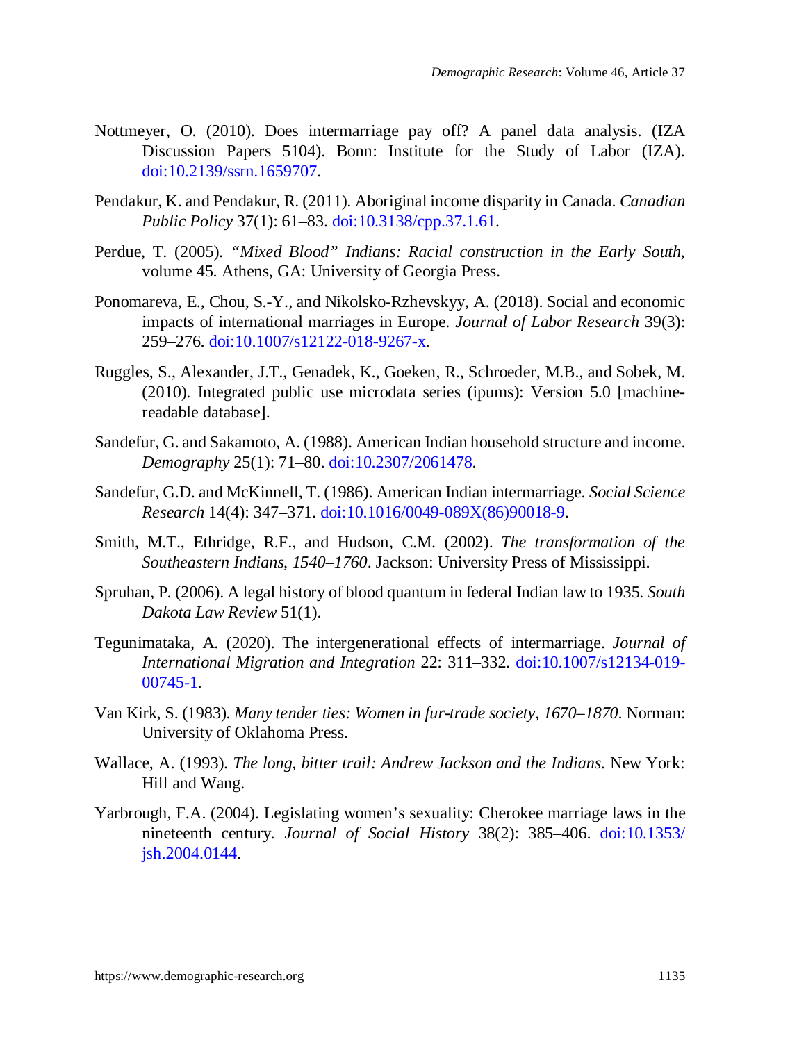Nottmeyer, O. (2010). Does intermarriage pay off? A panel data analysis. (IZA Discussion Papers 5104). Bonn: Institute for the Study of Labor (IZA). doi:10.2139/ssrn.1659707.

Pendakur, K. and Pendakur, R. (2011). Aboriginal income disparity in Canada. *Canadian Public Policy* 37(1): 61–83. doi:10.3138/cpp.37.1.61.

Perdue, T. (2005). *"Mixed Blood" Indians: Racial construction in the Early South*, volume 45. Athens, GA: University of Georgia Press.

Ponomareva, E., Chou, S.-Y., and Nikolsko-Rzhevskyy, A. (2018). Social and economic impacts of international marriages in Europe. *Journal of Labor Research* 39(3): 259–276. doi:10.1007/s12122-018-9267-x.

Ruggles, S., Alexander, J.T., Genadek, K., Goeken, R., Schroeder, M.B., and Sobek, M. (2010). Integrated public use microdata series (ipums): Version 5.0 [machine-readable database].

Sandefur, G. and Sakamoto, A. (1988). American Indian household structure and income. *Demography* 25(1): 71–80. doi:10.2307/2061478.

Sandefur, G.D. and McKinnell, T. (1986). American Indian intermarriage. *Social Science Research* 14(4): 347–371. doi:10.1016/0049-089X(86)90018-9.

Smith, M.T., Ethridge, R.F., and Hudson, C.M. (2002). *The transformation of the Southeastern Indians, 1540–1760*. Jackson: University Press of Mississippi.

Spruhan, P. (2006). A legal history of blood quantum in federal Indian law to 1935. *South Dakota Law Review* 51(1).

Tegunimataka, A. (2020). The intergenerational effects of intermarriage. *Journal of International Migration and Integration* 22: 311–332. doi:10.1007/s12134-019-00745-1.

Van Kirk, S. (1983). *Many tender ties: Women in fur-trade society, 1670–1870*. Norman: University of Oklahoma Press.

Wallace, A. (1993). *The long, bitter trail: Andrew Jackson and the Indians.* New York: Hill and Wang.

Yarbrough, F.A. (2004). Legislating women's sexuality: Cherokee marriage laws in the nineteenth century. *Journal of Social History* 38(2): 385–406. doi:10.1353/jsh.2004.0144.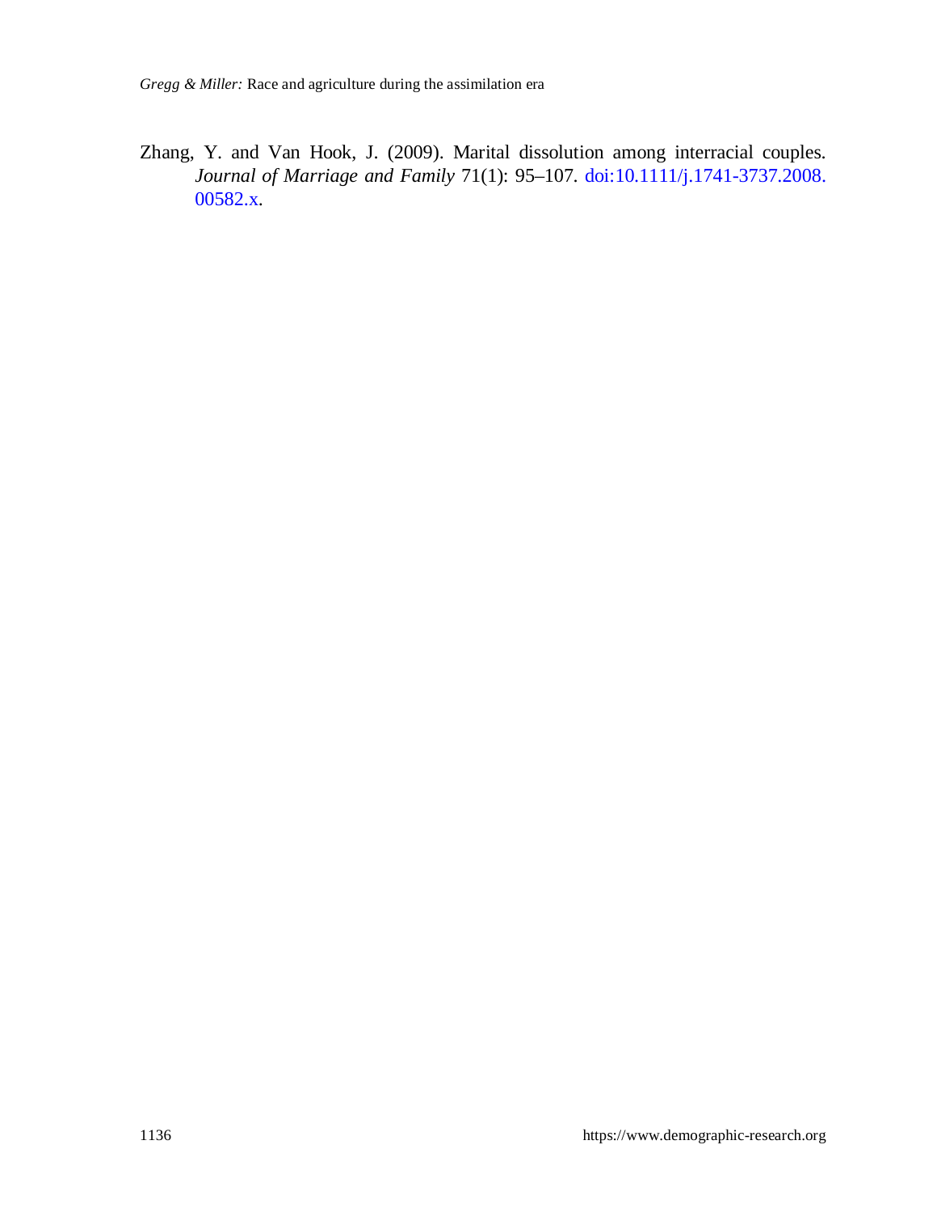Zhang, Y. and Van Hook, J. (2009). Marital dissolution among interracial couples. *Journal of Marriage and Family* 71(1): 95–107. doi:10.1111/j.1741-3737.2008.00582.x.